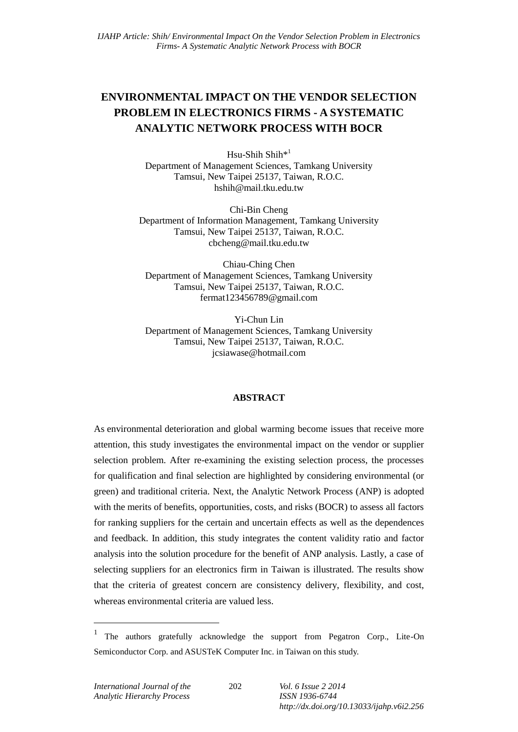# ENVIRONMENTAL IMPACT ON THE VENDOR SELECTION PROBLEM IN ELECTRONICS FIRMS - A SYSTEMATIC ANALYTIC NETWORK PROCESS WITH BOCR

Hsu-Shih Shih*[1]
Department of Management Sciences, Tamkang University
Tamsui, New Taipei 25137, Taiwan, R.O.C.
hshih@mail.tku.edu.tw

Chi-Bin Cheng
Department of Information Management, Tamkang University
Tamsui, New Taipei 25137, Taiwan, R.O.C.
cbcheng@mail.tku.edu.tw

Chiau-Ching Chen
Department of Management Sciences, Tamkang University
Tamsui, New Taipei 25137, Taiwan, R.O.C.
fermat123456789@gmail.com

Yi-Chun Lin
Department of Management Sciences, Tamkang University
Tamsui, New Taipei 25137, Taiwan, R.O.C.
jcsiawase@hotmail.com

## ABSTRACT

As environmental deterioration and global warming become issues that receive more attention, this study investigates the environmental impact on the vendor or supplier selection problem. After re-examining the existing selection process, the processes for qualification and final selection are highlighted by considering environmental (or green) and traditional criteria. Next, the Analytic Network Process (ANP) is adopted with the merits of benefits, opportunities, costs, and risks (BOCR) to assess all factors for ranking suppliers for the certain and uncertain effects as well as the dependences and feedback. In addition, this study integrates the content validity ratio and factor analysis into the solution procedure for the benefit of ANP analysis. Lastly, a case of selecting suppliers for an electronics firm in Taiwan is illustrated. The results show that the criteria of greatest concern are consistency delivery, flexibility, and cost, whereas environmental criteria are valued less.

---

[1] The authors gratefully acknowledge the support from Pegatron Corp., Lite-On Semiconductor Corp. and ASUSTeK Computer Inc. in Taiwan on this study.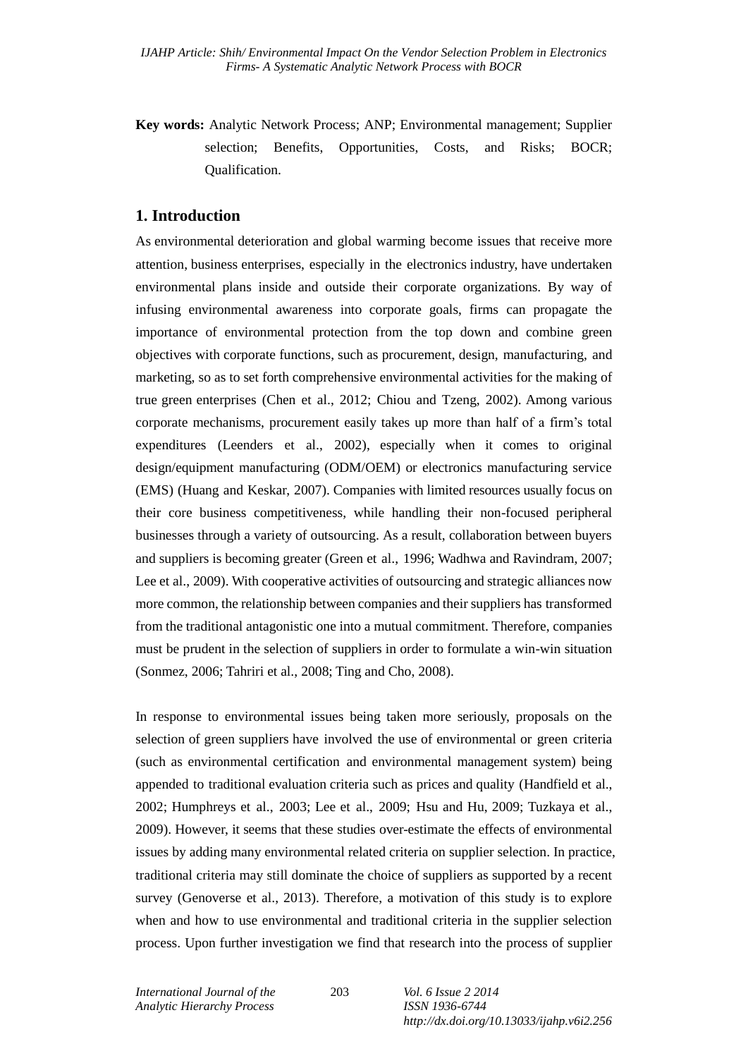**Key words:** Analytic Network Process; ANP; Environmental management; Supplier selection; Benefits, Opportunities, Costs, and Risks; BOCR; Qualification.

## 1. Introduction

As environmental deterioration and global warming become issues that receive more attention, business enterprises, especially in the electronics industry, have undertaken environmental plans inside and outside their corporate organizations. By way of infusing environmental awareness into corporate goals, firms can propagate the importance of environmental protection from the top down and combine green objectives with corporate functions, such as procurement, design, manufacturing, and marketing, so as to set forth comprehensive environmental activities for the making of true green enterprises (Chen et al., 2012; Chiou and Tzeng, 2002). Among various corporate mechanisms, procurement easily takes up more than half of a firm's total expenditures (Leenders et al., 2002), especially when it comes to original design/equipment manufacturing (ODM/OEM) or electronics manufacturing service (EMS) (Huang and Keskar, 2007). Companies with limited resources usually focus on their core business competitiveness, while handling their non-focused peripheral businesses through a variety of outsourcing. As a result, collaboration between buyers and suppliers is becoming greater (Green et al., 1996; Wadhwa and Ravindram, 2007; Lee et al., 2009). With cooperative activities of outsourcing and strategic alliances now more common, the relationship between companies and their suppliers has transformed from the traditional antagonistic one into a mutual commitment. Therefore, companies must be prudent in the selection of suppliers in order to formulate a win-win situation (Sonmez, 2006; Tahriri et al., 2008; Ting and Cho, 2008).

In response to environmental issues being taken more seriously, proposals on the selection of green suppliers have involved the use of environmental or green criteria (such as environmental certification and environmental management system) being appended to traditional evaluation criteria such as prices and quality (Handfield et al., 2002; Humphreys et al., 2003; Lee et al., 2009; Hsu and Hu, 2009; Tuzkaya et al., 2009). However, it seems that these studies over-estimate the effects of environmental issues by adding many environmental related criteria on supplier selection. In practice, traditional criteria may still dominate the choice of suppliers as supported by a recent survey (Genoverse et al., 2013). Therefore, a motivation of this study is to explore when and how to use environmental and traditional criteria in the supplier selection process. Upon further investigation we find that research into the process of supplier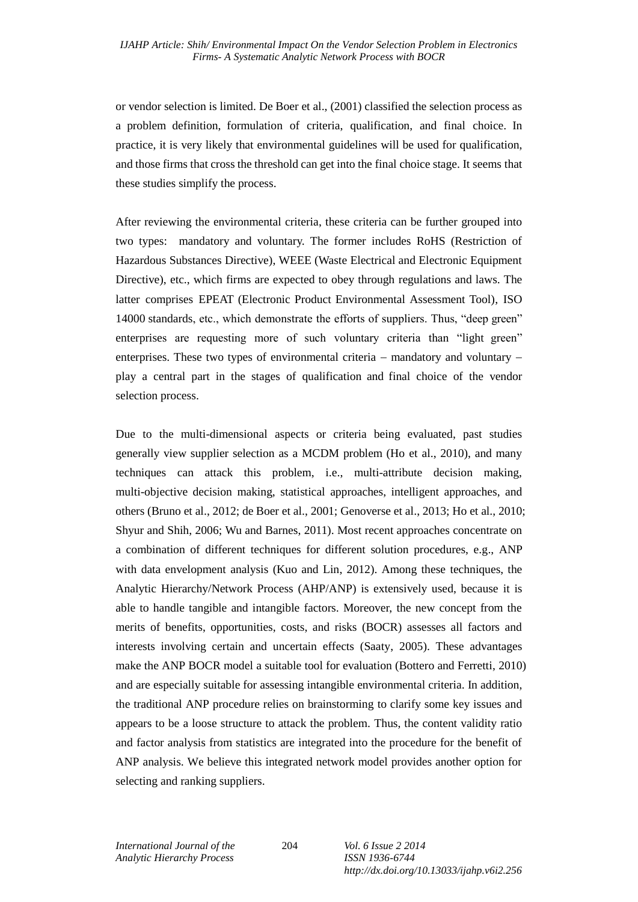or vendor selection is limited. De Boer et al., (2001) classified the selection process as a problem definition, formulation of criteria, qualification, and final choice. In practice, it is very likely that environmental guidelines will be used for qualification, and those firms that cross the threshold can get into the final choice stage. It seems that these studies simplify the process.

After reviewing the environmental criteria, these criteria can be further grouped into two types: mandatory and voluntary. The former includes RoHS (Restriction of Hazardous Substances Directive), WEEE (Waste Electrical and Electronic Equipment Directive), etc., which firms are expected to obey through regulations and laws. The latter comprises EPEAT (Electronic Product Environmental Assessment Tool), ISO 14000 standards, etc., which demonstrate the efforts of suppliers. Thus, "deep green" enterprises are requesting more of such voluntary criteria than "light green" enterprises. These two types of environmental criteria – mandatory and voluntary – play a central part in the stages of qualification and final choice of the vendor selection process.

Due to the multi-dimensional aspects or criteria being evaluated, past studies generally view supplier selection as a MCDM problem (Ho et al., 2010), and many techniques can attack this problem, i.e., multi-attribute decision making, multi-objective decision making, statistical approaches, intelligent approaches, and others (Bruno et al., 2012; de Boer et al., 2001; Genoverse et al., 2013; Ho et al., 2010; Shyur and Shih, 2006; Wu and Barnes, 2011). Most recent approaches concentrate on a combination of different techniques for different solution procedures, e.g., ANP with data envelopment analysis (Kuo and Lin, 2012). Among these techniques, the Analytic Hierarchy/Network Process (AHP/ANP) is extensively used, because it is able to handle tangible and intangible factors. Moreover, the new concept from the merits of benefits, opportunities, costs, and risks (BOCR) assesses all factors and interests involving certain and uncertain effects (Saaty, 2005). These advantages make the ANP BOCR model a suitable tool for evaluation (Bottero and Ferretti, 2010) and are especially suitable for assessing intangible environmental criteria. In addition, the traditional ANP procedure relies on brainstorming to clarify some key issues and appears to be a loose structure to attack the problem. Thus, the content validity ratio and factor analysis from statistics are integrated into the procedure for the benefit of ANP analysis. We believe this integrated network model provides another option for selecting and ranking suppliers.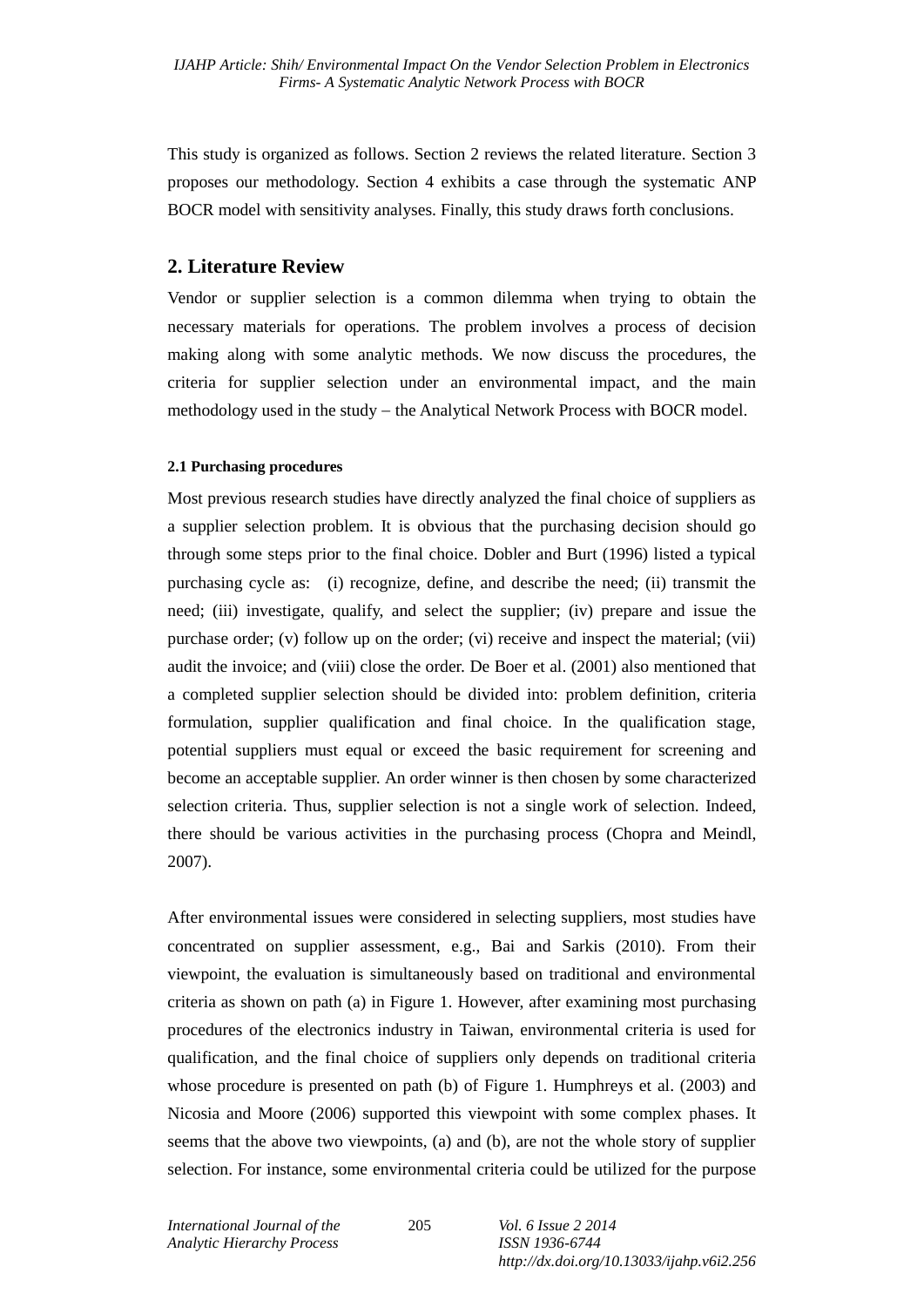This study is organized as follows. Section 2 reviews the related literature. Section 3 proposes our methodology. Section 4 exhibits a case through the systematic ANP BOCR model with sensitivity analyses. Finally, this study draws forth conclusions.

## 2. Literature Review

Vendor or supplier selection is a common dilemma when trying to obtain the necessary materials for operations. The problem involves a process of decision making along with some analytic methods. We now discuss the procedures, the criteria for supplier selection under an environmental impact, and the main methodology used in the study – the Analytical Network Process with BOCR model.

### 2.1 Purchasing procedures

Most previous research studies have directly analyzed the final choice of suppliers as a supplier selection problem. It is obvious that the purchasing decision should go through some steps prior to the final choice. Dobler and Burt (1996) listed a typical purchasing cycle as: (i) recognize, define, and describe the need; (ii) transmit the need; (iii) investigate, qualify, and select the supplier; (iv) prepare and issue the purchase order; (v) follow up on the order; (vi) receive and inspect the material; (vii) audit the invoice; and (viii) close the order. De Boer et al. (2001) also mentioned that a completed supplier selection should be divided into: problem definition, criteria formulation, supplier qualification and final choice. In the qualification stage, potential suppliers must equal or exceed the basic requirement for screening and become an acceptable supplier. An order winner is then chosen by some characterized selection criteria. Thus, supplier selection is not a single work of selection. Indeed, there should be various activities in the purchasing process (Chopra and Meindl, 2007).

After environmental issues were considered in selecting suppliers, most studies have concentrated on supplier assessment, e.g., Bai and Sarkis (2010). From their viewpoint, the evaluation is simultaneously based on traditional and environmental criteria as shown on path (a) in Figure 1. However, after examining most purchasing procedures of the electronics industry in Taiwan, environmental criteria is used for qualification, and the final choice of suppliers only depends on traditional criteria whose procedure is presented on path (b) of Figure 1. Humphreys et al. (2003) and Nicosia and Moore (2006) supported this viewpoint with some complex phases. It seems that the above two viewpoints, (a) and (b), are not the whole story of supplier selection. For instance, some environmental criteria could be utilized for the purpose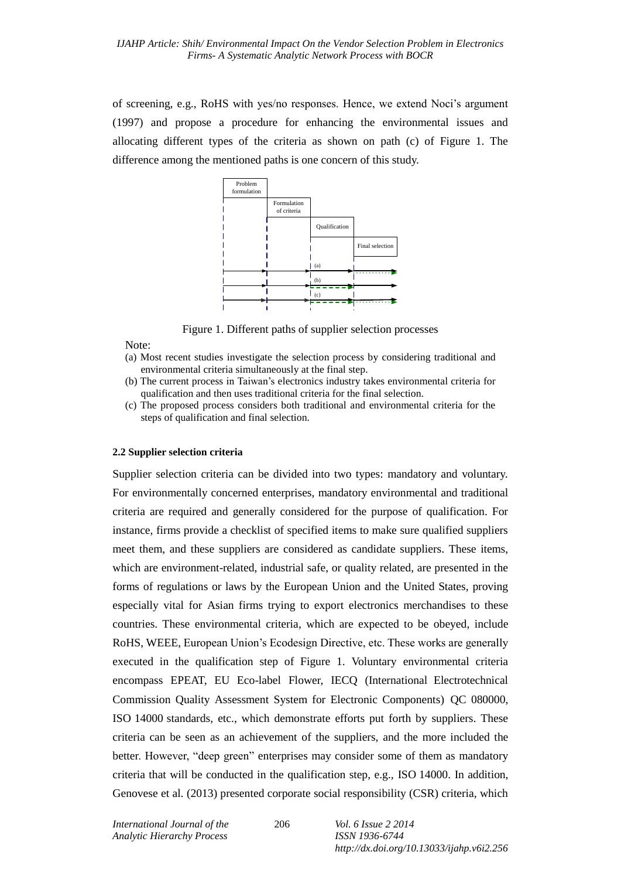of screening, e.g., RoHS with yes/no responses. Hence, we extend Noci's argument (1997) and propose a procedure for enhancing the environmental issues and allocating different types of the criteria as shown on path (c) of Figure 1. The difference among the mentioned paths is one concern of this study.

Figure 1. Different paths of supplier selection processes

Note:

(a) Most recent studies investigate the selection process by considering traditional and environmental criteria simultaneously at the final step.
(b) The current process in Taiwan's electronics industry takes environmental criteria for qualification and then uses traditional criteria for the final selection.
(c) The proposed process considers both traditional and environmental criteria for the steps of qualification and final selection.

### 2.2 Supplier selection criteria

Supplier selection criteria can be divided into two types: mandatory and voluntary. For environmentally concerned enterprises, mandatory environmental and traditional criteria are required and generally considered for the purpose of qualification. For instance, firms provide a checklist of specified items to make sure qualified suppliers meet them, and these suppliers are considered as candidate suppliers. These items, which are environment-related, industrial safe, or quality related, are presented in the forms of regulations or laws by the European Union and the United States, proving especially vital for Asian firms trying to export electronics merchandises to these countries. These environmental criteria, which are expected to be obeyed, include RoHS, WEEE, European Union's Ecodesign Directive, etc. These works are generally executed in the qualification step of Figure 1. Voluntary environmental criteria encompass EPEAT, EU Eco-label Flower, IECQ (International Electrotechnical Commission Quality Assessment System for Electronic Components) QC 080000, ISO 14000 standards, etc., which demonstrate efforts put forth by suppliers. These criteria can be seen as an achievement of the suppliers, and the more included the better. However, "deep green" enterprises may consider some of them as mandatory criteria that will be conducted in the qualification step, e.g., ISO 14000. In addition, Genovese et al. (2013) presented corporate social responsibility (CSR) criteria, which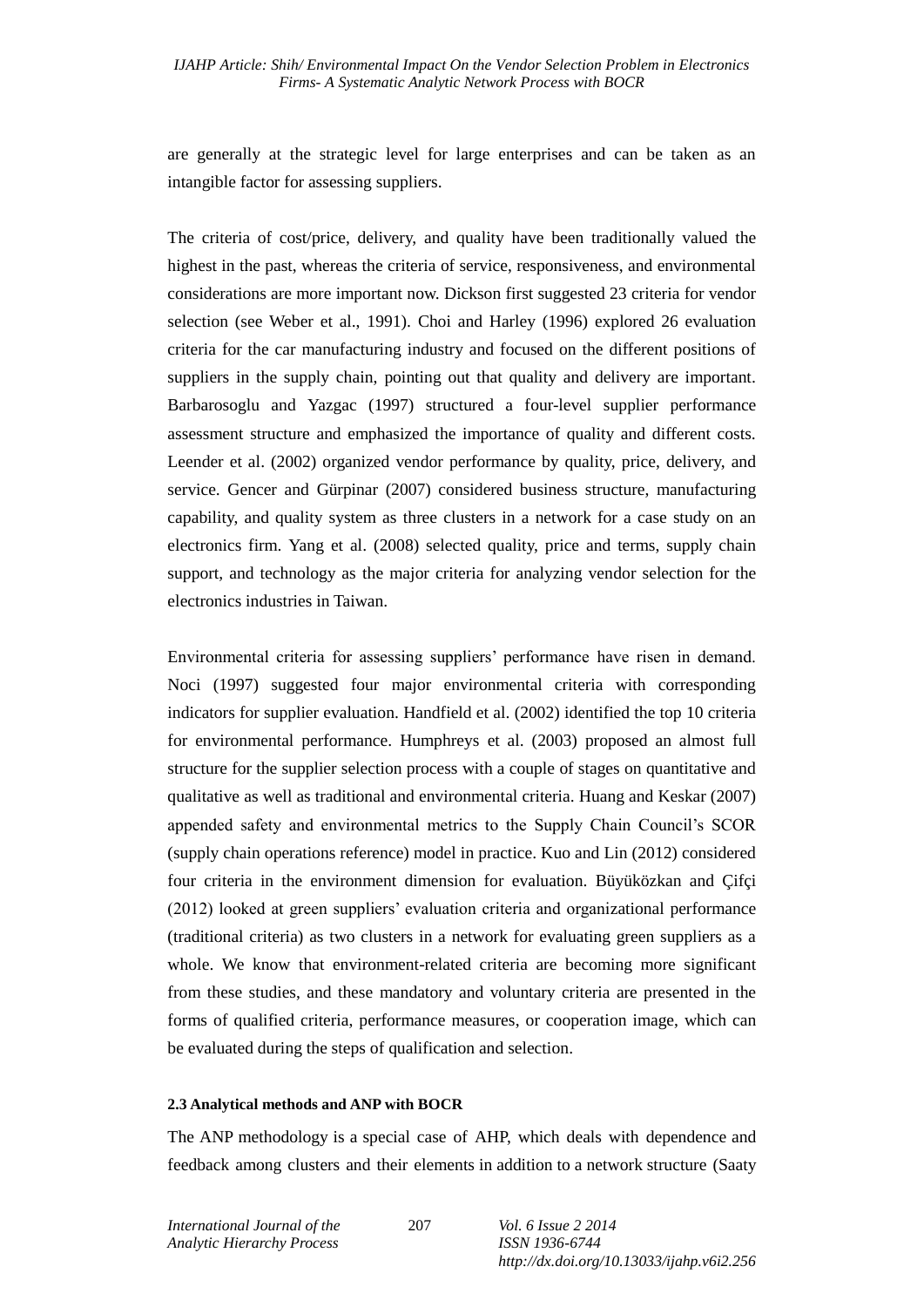are generally at the strategic level for large enterprises and can be taken as an intangible factor for assessing suppliers.

The criteria of cost/price, delivery, and quality have been traditionally valued the highest in the past, whereas the criteria of service, responsiveness, and environmental considerations are more important now. Dickson first suggested 23 criteria for vendor selection (see Weber et al., 1991). Choi and Harley (1996) explored 26 evaluation criteria for the car manufacturing industry and focused on the different positions of suppliers in the supply chain, pointing out that quality and delivery are important. Barbarosoglu and Yazgac (1997) structured a four-level supplier performance assessment structure and emphasized the importance of quality and different costs. Leender et al. (2002) organized vendor performance by quality, price, delivery, and service. Gencer and Gürpinar (2007) considered business structure, manufacturing capability, and quality system as three clusters in a network for a case study on an electronics firm. Yang et al. (2008) selected quality, price and terms, supply chain support, and technology as the major criteria for analyzing vendor selection for the electronics industries in Taiwan.

Environmental criteria for assessing suppliers' performance have risen in demand. Noci (1997) suggested four major environmental criteria with corresponding indicators for supplier evaluation. Handfield et al. (2002) identified the top 10 criteria for environmental performance. Humphreys et al. (2003) proposed an almost full structure for the supplier selection process with a couple of stages on quantitative and qualitative as well as traditional and environmental criteria. Huang and Keskar (2007) appended safety and environmental metrics to the Supply Chain Council's SCOR (supply chain operations reference) model in practice. Kuo and Lin (2012) considered four criteria in the environment dimension for evaluation. Büyüközkan and Çifçi (2012) looked at green suppliers' evaluation criteria and organizational performance (traditional criteria) as two clusters in a network for evaluating green suppliers as a whole. We know that environment-related criteria are becoming more significant from these studies, and these mandatory and voluntary criteria are presented in the forms of qualified criteria, performance measures, or cooperation image, which can be evaluated during the steps of qualification and selection.

#### 2.3 Analytical methods and ANP with BOCR

The ANP methodology is a special case of AHP, which deals with dependence and feedback among clusters and their elements in addition to a network structure (Saaty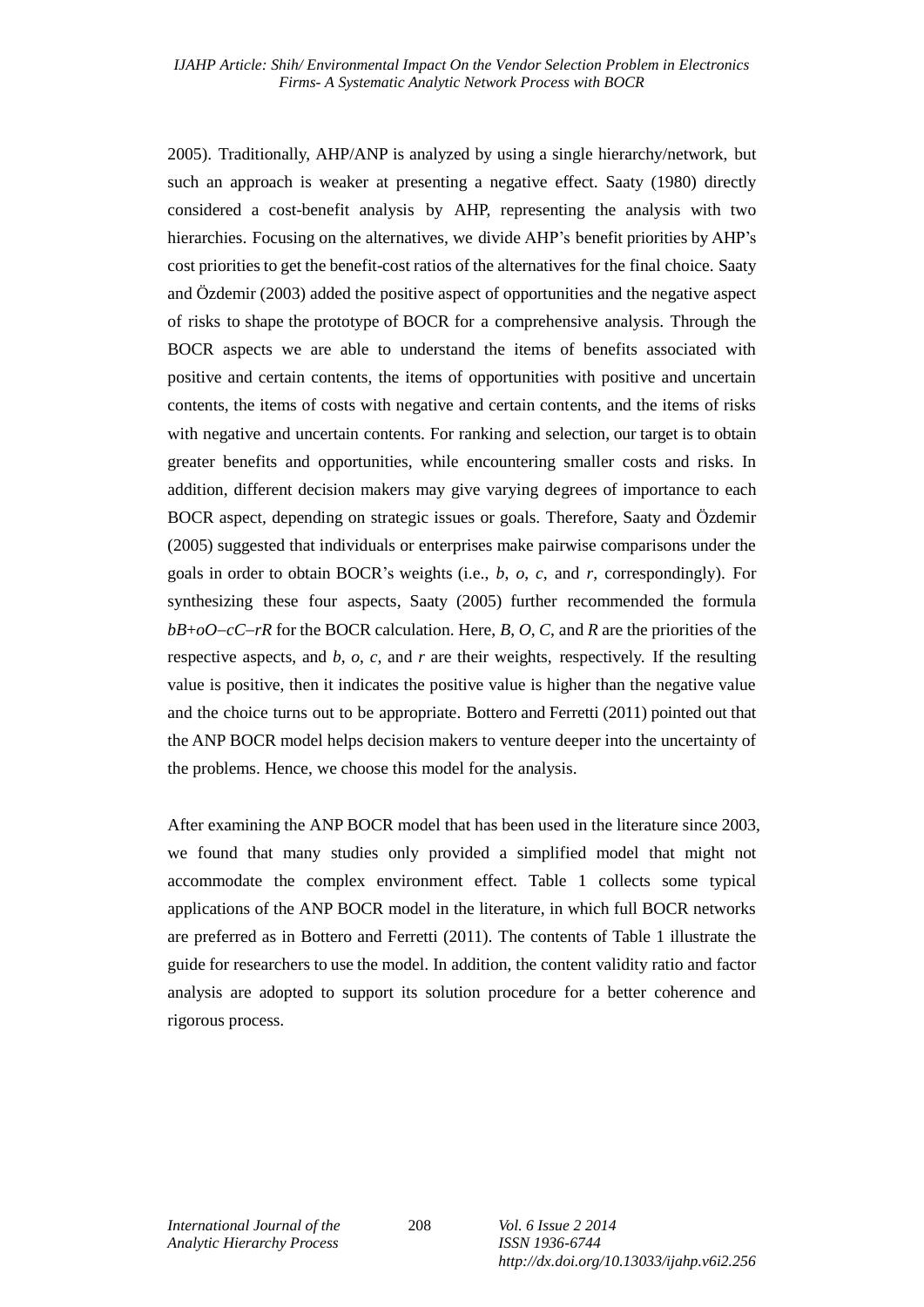2005). Traditionally, AHP/ANP is analyzed by using a single hierarchy/network, but such an approach is weaker at presenting a negative effect. Saaty (1980) directly considered a cost-benefit analysis by AHP, representing the analysis with two hierarchies. Focusing on the alternatives, we divide AHP's benefit priorities by AHP's cost priorities to get the benefit-cost ratios of the alternatives for the final choice. Saaty and Özdemir (2003) added the positive aspect of opportunities and the negative aspect of risks to shape the prototype of BOCR for a comprehensive analysis. Through the BOCR aspects we are able to understand the items of benefits associated with positive and certain contents, the items of opportunities with positive and uncertain contents, the items of costs with negative and certain contents, and the items of risks with negative and uncertain contents. For ranking and selection, our target is to obtain greater benefits and opportunities, while encountering smaller costs and risks. In addition, different decision makers may give varying degrees of importance to each BOCR aspect, depending on strategic issues or goals. Therefore, Saaty and Özdemir (2005) suggested that individuals or enterprises make pairwise comparisons under the goals in order to obtain BOCR's weights (i.e., $b$, $o$, $c$, and $r$, correspondingly). For synthesizing these four aspects, Saaty (2005) further recommended the formula $bB+oO-cC-rR$ for the BOCR calculation. Here, $B$, $O$, $C$, and $R$ are the priorities of the respective aspects, and $b$, $o$, $c$, and $r$ are their weights, respectively. If the resulting value is positive, then it indicates the positive value is higher than the negative value and the choice turns out to be appropriate. Bottero and Ferretti (2011) pointed out that the ANP BOCR model helps decision makers to venture deeper into the uncertainty of the problems. Hence, we choose this model for the analysis.

After examining the ANP BOCR model that has been used in the literature since 2003, we found that many studies only provided a simplified model that might not accommodate the complex environment effect. Table 1 collects some typical applications of the ANP BOCR model in the literature, in which full BOCR networks are preferred as in Bottero and Ferretti (2011). The contents of Table 1 illustrate the guide for researchers to use the model. In addition, the content validity ratio and factor analysis are adopted to support its solution procedure for a better coherence and rigorous process.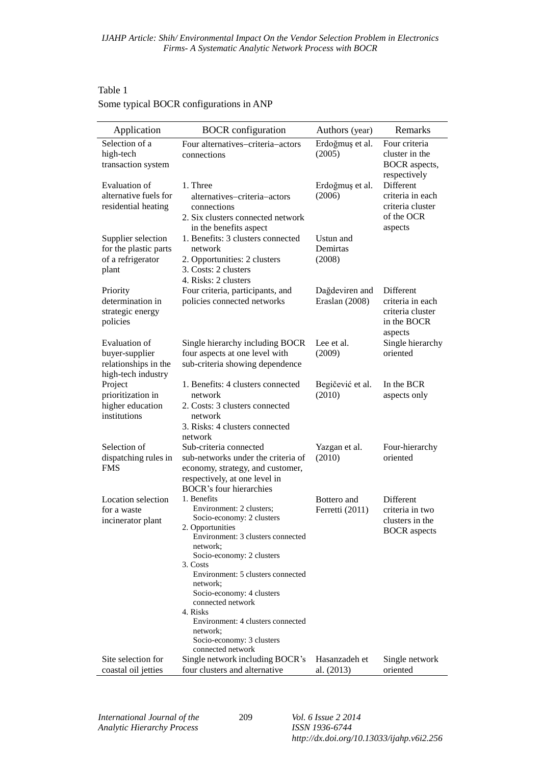Table 1
Some typical BOCR configurations in ANP

| Application | BOCR configuration | Authors (year) | Remarks |
|---|---|---|---|
| Selection of a high-tech transaction system | Four alternatives–criteria–actors connections | Erdoğmuş et al. (2005) | Four criteria cluster in the BOCR aspects, respectively |
| Evaluation of alternative fuels for residential heating | 1. Three alternatives–criteria–actors connections<br>2. Six clusters connected network in the benefits aspect | Erdoğmuş et al. (2006) | Different criteria in each criteria cluster of the OCR aspects |
| Supplier selection for the plastic parts of a refrigerator plant | 1. Benefits: 3 clusters connected network<br>2. Opportunities: 2 clusters<br>3. Costs: 2 clusters<br>4. Risks: 2 clusters | Ustun and Demirtas (2008) | |
| Priority determination in strategic energy policies | Four criteria, participants, and policies connected networks | Dağdeviren and Eraslan (2008) | Different criteria in each criteria cluster in the BOCR aspects |
| Evaluation of buyer-supplier relationships in the high-tech industry | Single hierarchy including BOCR four aspects at one level with sub-criteria showing dependence | Lee et al. (2009) | Single hierarchy oriented |
| Project prioritization in higher education institutions | 1. Benefits: 4 clusters connected network<br>2. Costs: 3 clusters connected network<br>3. Risks: 4 clusters connected network | Begičević et al. (2010) | In the BCR aspects only |
| Selection of dispatching rules in FMS | Sub-criteria connected sub-networks under the criteria of economy, strategy, and customer, respectively, at one level in BOCR's four hierarchies | Yazgan et al. (2010) | Four-hierarchy oriented |
| Location selection for a waste incinerator plant | 1. Benefits<br>Environment: 2 clusters;<br>Socio-economy: 2 clusters<br>2. Opportunities<br>Environment: 3 clusters connected network;<br>Socio-economy: 2 clusters<br>3. Costs<br>Environment: 5 clusters connected network;<br>Socio-economy: 4 clusters connected network<br>4. Risks<br>Environment: 4 clusters connected network;<br>Socio-economy: 3 clusters connected network | Bottero and Ferretti (2011) | Different criteria in two clusters in the BOCR aspects |
| Site selection for coastal oil jetties | Single network including BOCR's four clusters and alternative | Hasanzadeh et al. (2013) | Single network oriented |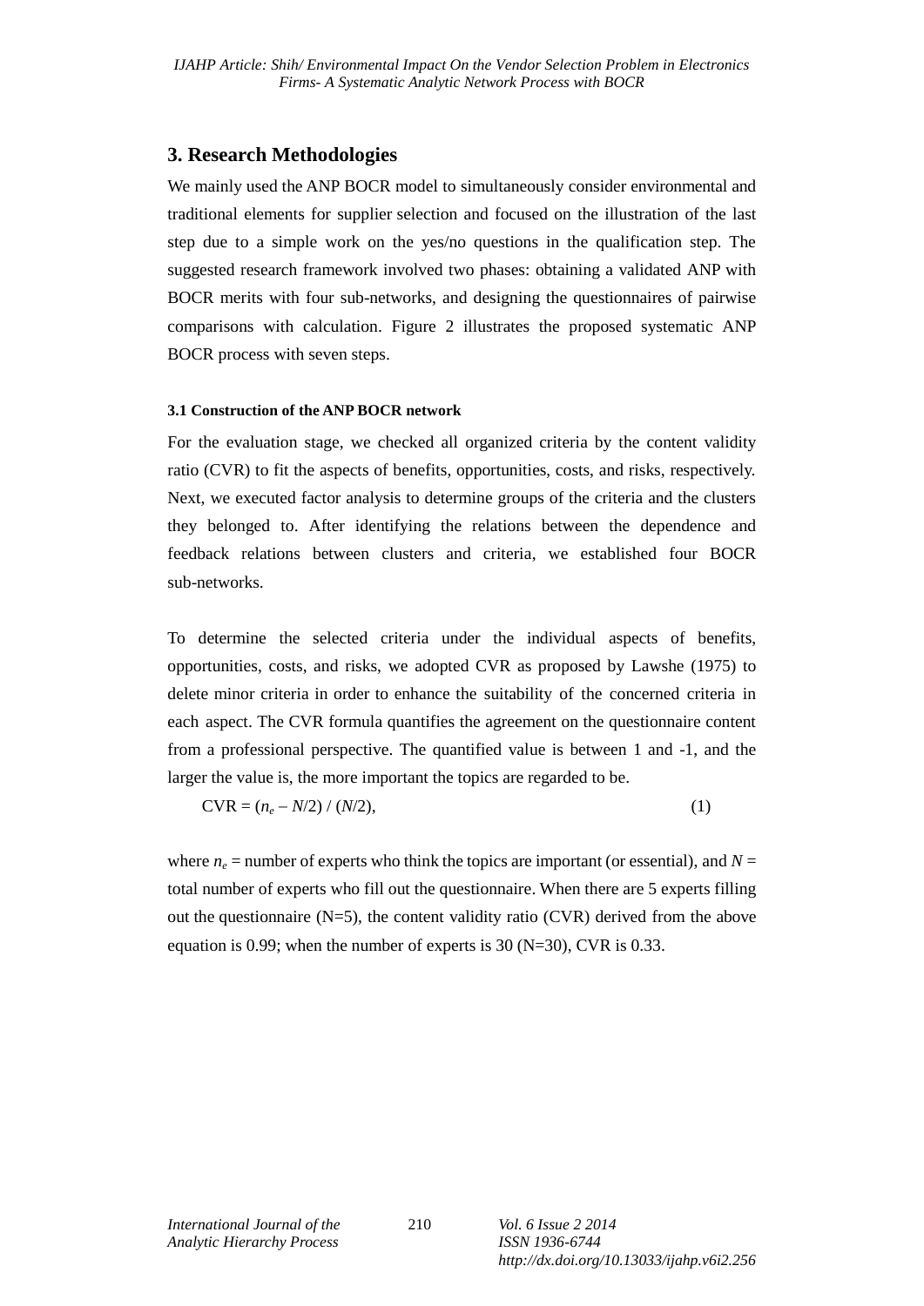## 3. Research Methodologies

We mainly used the ANP BOCR model to simultaneously consider environmental and traditional elements for supplier selection and focused on the illustration of the last step due to a simple work on the yes/no questions in the qualification step. The suggested research framework involved two phases: obtaining a validated ANP with BOCR merits with four sub-networks, and designing the questionnaires of pairwise comparisons with calculation. Figure 2 illustrates the proposed systematic ANP BOCR process with seven steps.

### 3.1 Construction of the ANP BOCR network

For the evaluation stage, we checked all organized criteria by the content validity ratio (CVR) to fit the aspects of benefits, opportunities, costs, and risks, respectively. Next, we executed factor analysis to determine groups of the criteria and the clusters they belonged to. After identifying the relations between the dependence and feedback relations between clusters and criteria, we established four BOCR sub-networks.

To determine the selected criteria under the individual aspects of benefits, opportunities, costs, and risks, we adopted CVR as proposed by Lawshe (1975) to delete minor criteria in order to enhance the suitability of the concerned criteria in each aspect. The CVR formula quantifies the agreement on the questionnaire content from a professional perspective. The quantified value is between 1 and -1, and the larger the value is, the more important the topics are regarded to be.

$$\text{CVR} = (n_e - N/2) / (N/2), \tag{1}$$

where $n_e$ = number of experts who think the topics are important (or essential), and $N$ = total number of experts who fill out the questionnaire. When there are 5 experts filling out the questionnaire (N=5), the content validity ratio (CVR) derived from the above equation is 0.99; when the number of experts is 30 (N=30), CVR is 0.33.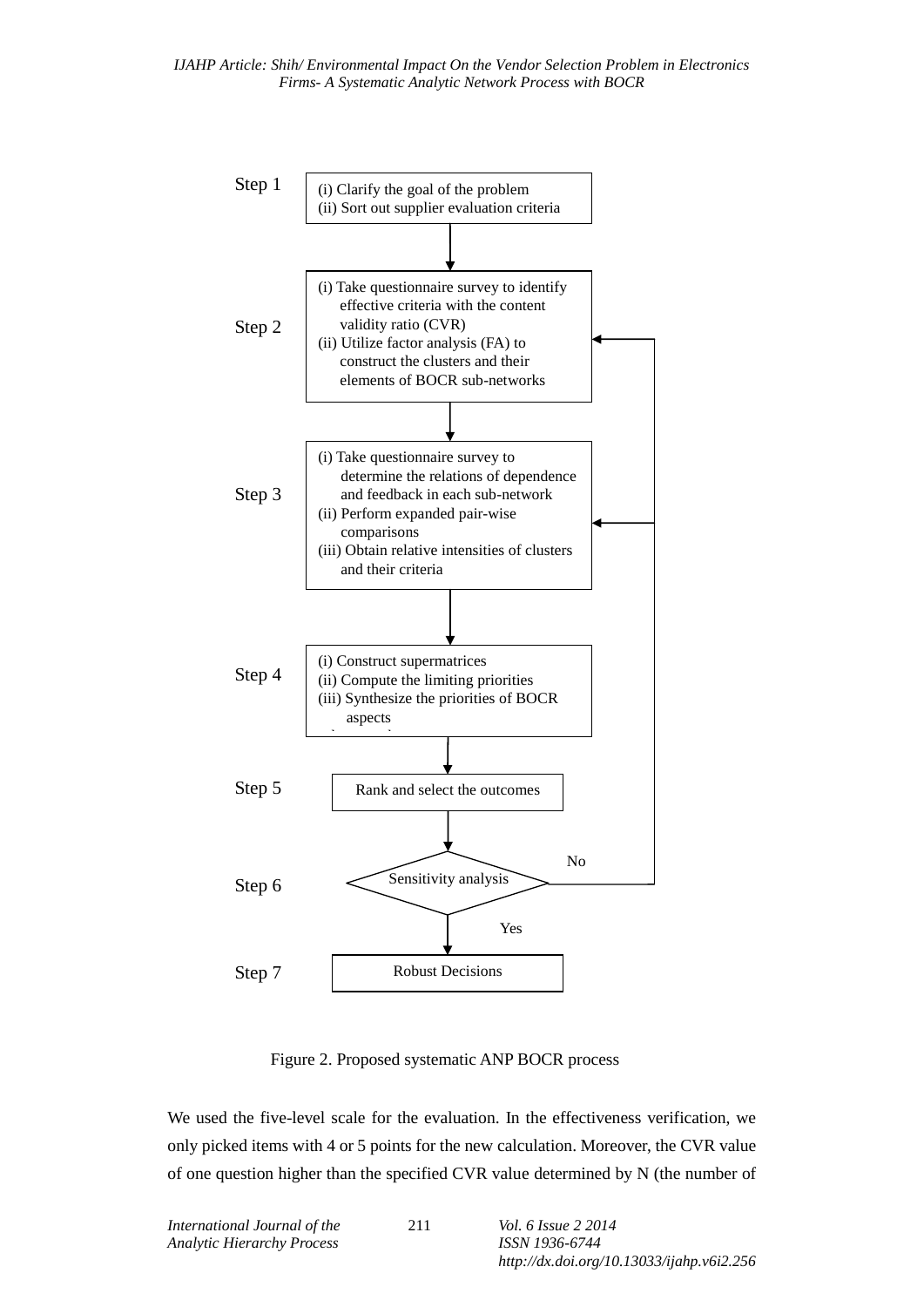Step 1

(i) Clarify the goal of the problem
(ii) Sort out supplier evaluation criteria

Step 2

(i) Take questionnaire survey to identify effective criteria with the content validity ratio (CVR)
(ii) Utilize factor analysis (FA) to construct the clusters and their elements of BOCR sub-networks

Step 3

(i) Take questionnaire survey to determine the relations of dependence and feedback in each sub-network
(ii) Perform expanded pair-wise comparisons
(iii) Obtain relative intensities of clusters and their criteria

Step 4

(i) Construct supermatrices
(ii) Compute the limiting priorities
(iii) Synthesize the priorities of BOCR aspects

Step 5

Rank and select the outcomes

Step 6

Sensitivity analysis

No

Yes

Step 7

Robust Decisions

Figure 2. Proposed systematic ANP BOCR process

We used the five-level scale for the evaluation. In the effectiveness verification, we only picked items with 4 or 5 points for the new calculation. Moreover, the CVR value of one question higher than the specified CVR value determined by N (the number of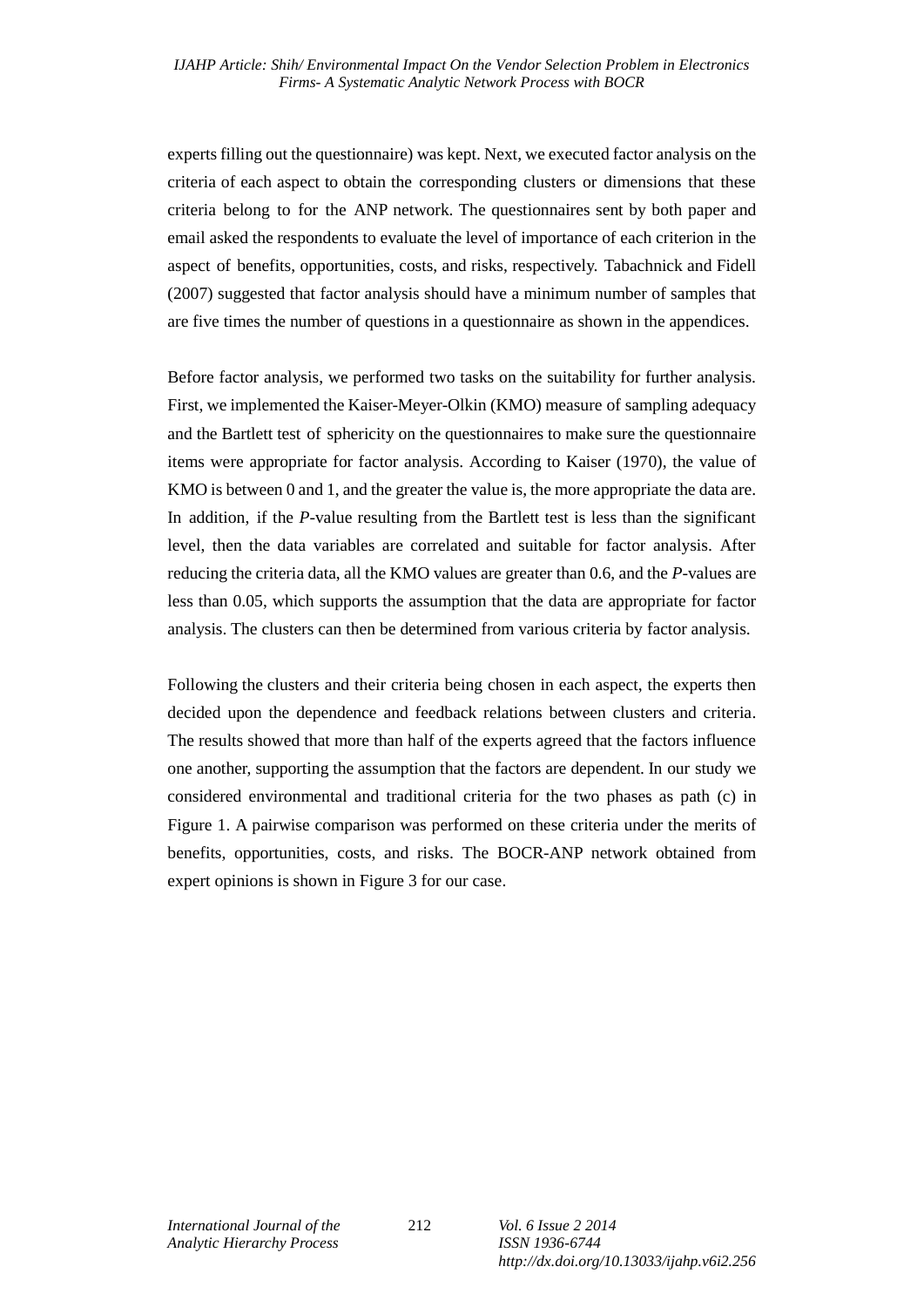experts filling out the questionnaire) was kept. Next, we executed factor analysis on the criteria of each aspect to obtain the corresponding clusters or dimensions that these criteria belong to for the ANP network. The questionnaires sent by both paper and email asked the respondents to evaluate the level of importance of each criterion in the aspect of benefits, opportunities, costs, and risks, respectively. Tabachnick and Fidell (2007) suggested that factor analysis should have a minimum number of samples that are five times the number of questions in a questionnaire as shown in the appendices.

Before factor analysis, we performed two tasks on the suitability for further analysis. First, we implemented the Kaiser-Meyer-Olkin (KMO) measure of sampling adequacy and the Bartlett test of sphericity on the questionnaires to make sure the questionnaire items were appropriate for factor analysis. According to Kaiser (1970), the value of KMO is between 0 and 1, and the greater the value is, the more appropriate the data are. In addition, if the *P*-value resulting from the Bartlett test is less than the significant level, then the data variables are correlated and suitable for factor analysis. After reducing the criteria data, all the KMO values are greater than 0.6, and the *P*-values are less than 0.05, which supports the assumption that the data are appropriate for factor analysis. The clusters can then be determined from various criteria by factor analysis.

Following the clusters and their criteria being chosen in each aspect, the experts then decided upon the dependence and feedback relations between clusters and criteria. The results showed that more than half of the experts agreed that the factors influence one another, supporting the assumption that the factors are dependent. In our study we considered environmental and traditional criteria for the two phases as path (c) in Figure 1. A pairwise comparison was performed on these criteria under the merits of benefits, opportunities, costs, and risks. The BOCR-ANP network obtained from expert opinions is shown in Figure 3 for our case.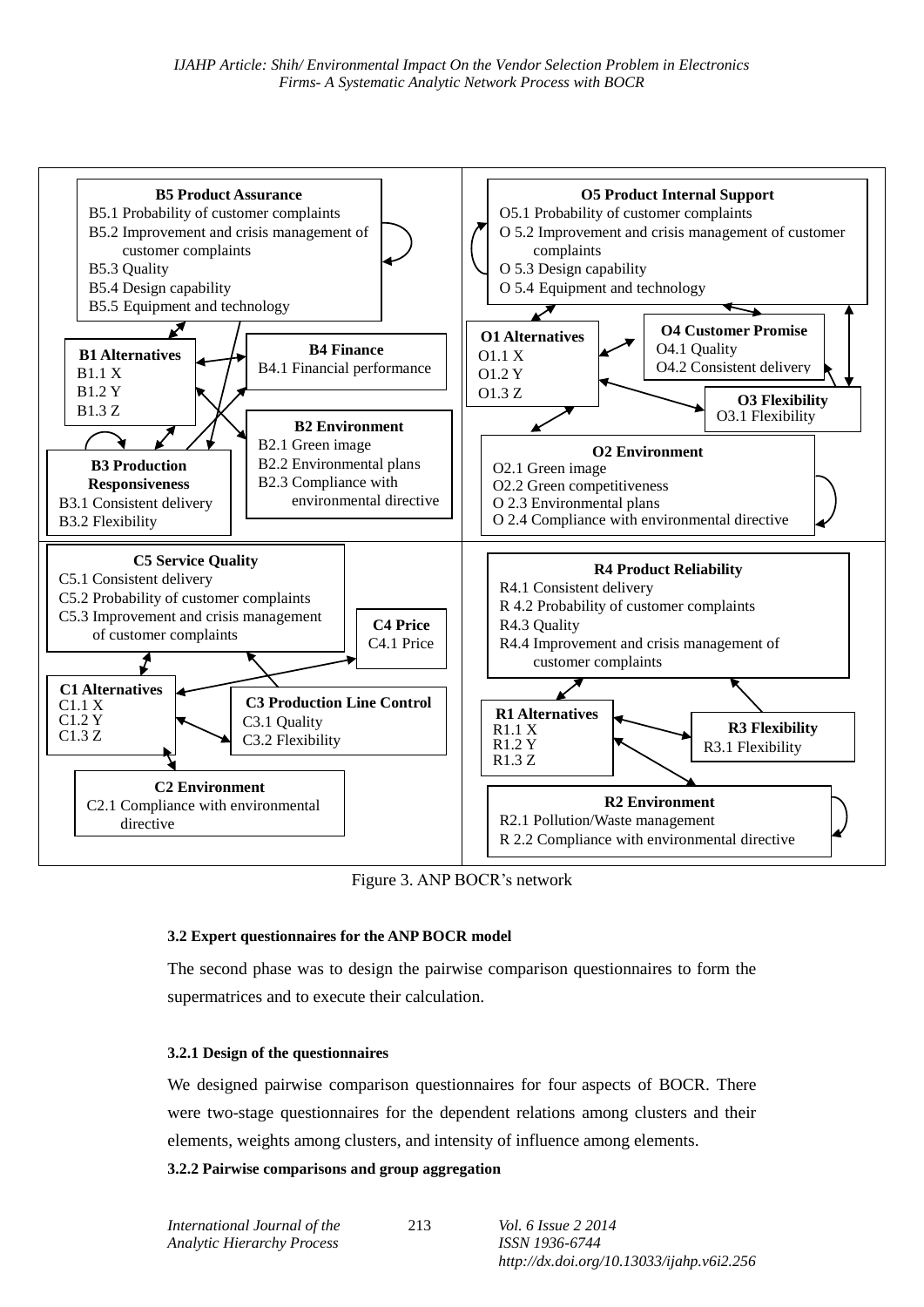**B5 Product Assurance**
B5.1 Probability of customer complaints
B5.2 Improvement and crisis management of customer complaints
B5.3 Quality
B5.4 Design capability
B5.5 Equipment and technology

**B1 Alternatives**
B1.1 X
B1.2 Y
B1.3 Z

**B4 Finance**
B4.1 Financial performance

**B2 Environment**
B2.1 Green image
B2.2 Environmental plans
B2.3 Compliance with environmental directive

**B3 Production Responsiveness**
B3.1 Consistent delivery
B3.2 Flexibility

**O5 Product Internal Support**
O5.1 Probability of customer complaints
O 5.2 Improvement and crisis management of customer complaints
O 5.3 Design capability
O 5.4 Equipment and technology

**O1 Alternatives**
O1.1 X
O1.2 Y
O1.3 Z

**O4 Customer Promise**
O4.1 Quality
O4.2 Consistent delivery

**O3 Flexibility**
O3.1 Flexibility

**O2 Environment**
O2.1 Green image
O2.2 Green competitiveness
O 2.3 Environmental plans
O 2.4 Compliance with environmental directive

**C5 Service Quality**
C5.1 Consistent delivery
C5.2 Probability of customer complaints
C5.3 Improvement and crisis management of customer complaints

**C4 Price**
C4.1 Price

**C1 Alternatives**
C1.1 X
C1.2 Y
C1.3 Z

**C3 Production Line Control**
C3.1 Quality
C3.2 Flexibility

**C2 Environment**
C2.1 Compliance with environmental directive

**R4 Product Reliability**
R4.1 Consistent delivery
R 4.2 Probability of customer complaints
R4.3 Quality
R4.4 Improvement and crisis management of customer complaints

**R1 Alternatives**
R1.1 X
R1.2 Y
R1.3 Z

**R3 Flexibility**
R3.1 Flexibility

**R2 Environment**
R2.1 Pollution/Waste management
R 2.2 Compliance with environmental directive

Figure 3. ANP BOCR's network

#### 3.2 Expert questionnaires for the ANP BOCR model

The second phase was to design the pairwise comparison questionnaires to form the supermatrices and to execute their calculation.

##### 3.2.1 Design of the questionnaires

We designed pairwise comparison questionnaires for four aspects of BOCR. There were two-stage questionnaires for the dependent relations among clusters and their elements, weights among clusters, and intensity of influence among elements.

##### 3.2.2 Pairwise comparisons and group aggregation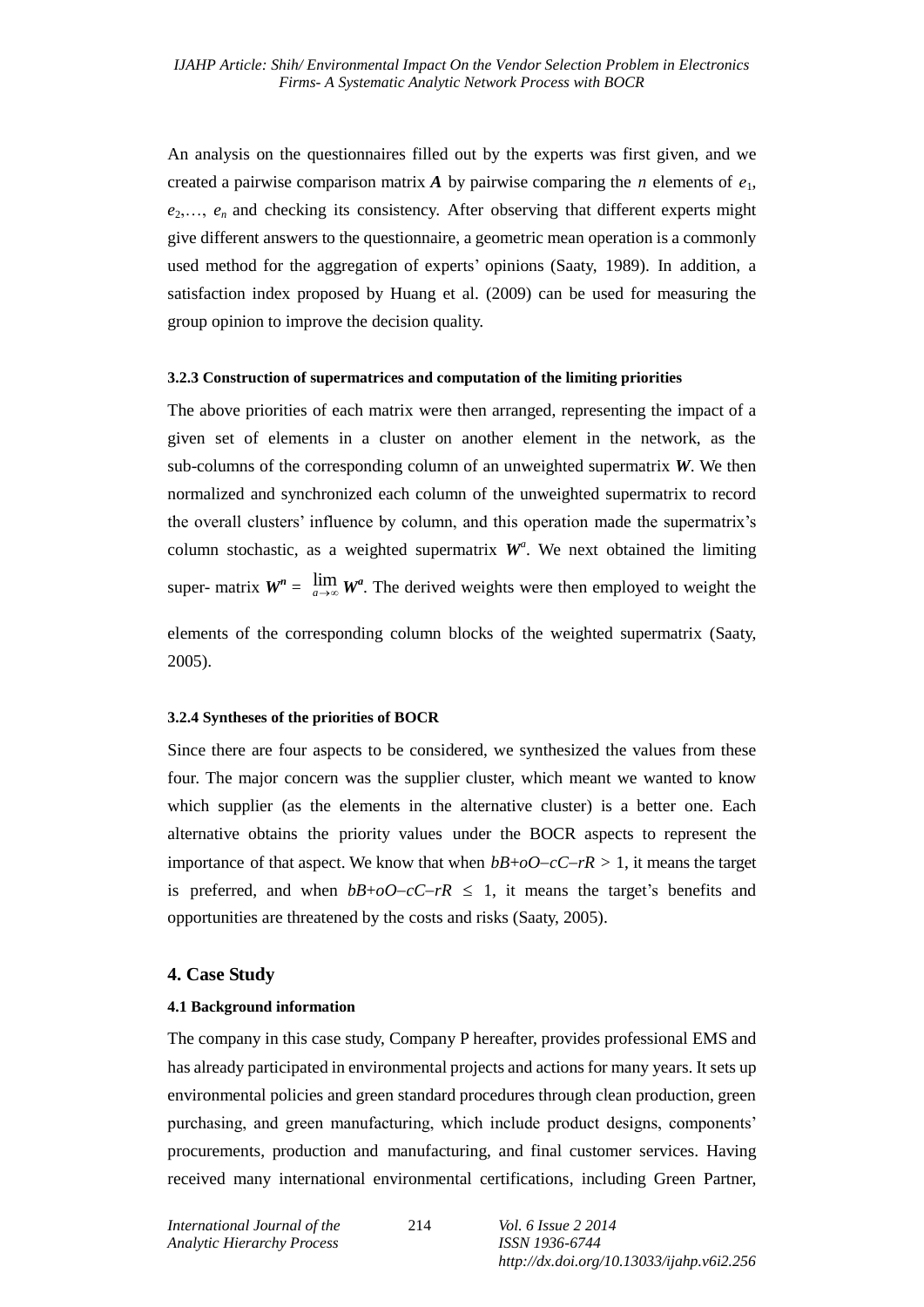An analysis on the questionnaires filled out by the experts was first given, and we created a pairwise comparison matrix $\boldsymbol{A}$ by pairwise comparing the $n$ elements of $e_1$, $e_2$,…, $e_n$ and checking its consistency. After observing that different experts might give different answers to the questionnaire, a geometric mean operation is a commonly used method for the aggregation of experts' opinions (Saaty, 1989). In addition, a satisfaction index proposed by Huang et al. (2009) can be used for measuring the group opinion to improve the decision quality.

#### 3.2.3 Construction of supermatrices and computation of the limiting priorities

The above priorities of each matrix were then arranged, representing the impact of a given set of elements in a cluster on another element in the network, as the sub-columns of the corresponding column of an unweighted supermatrix $\boldsymbol{W}$. We then normalized and synchronized each column of the unweighted supermatrix to record the overall clusters' influence by column, and this operation made the supermatrix's column stochastic, as a weighted supermatrix $\boldsymbol{W}^a$. We next obtained the limiting super- matrix $\boldsymbol{W}^n = \lim_{a\to\infty} \boldsymbol{W}^a$. The derived weights were then employed to weight the elements of the corresponding column blocks of the weighted supermatrix (Saaty, 2005).

#### 3.2.4 Syntheses of the priorities of BOCR

Since there are four aspects to be considered, we synthesized the values from these four. The major concern was the supplier cluster, which meant we wanted to know which supplier (as the elements in the alternative cluster) is a better one. Each alternative obtains the priority values under the BOCR aspects to represent the importance of that aspect. We know that when $bB+oO-cC-rR > 1$, it means the target is preferred, and when $bB+oO-cC-rR \leq 1$, it means the target's benefits and opportunities are threatened by the costs and risks (Saaty, 2005).

## 4. Case Study

#### 4.1 Background information

The company in this case study, Company P hereafter, provides professional EMS and has already participated in environmental projects and actions for many years. It sets up environmental policies and green standard procedures through clean production, green purchasing, and green manufacturing, which include product designs, components' procurements, production and manufacturing, and final customer services. Having received many international environmental certifications, including Green Partner,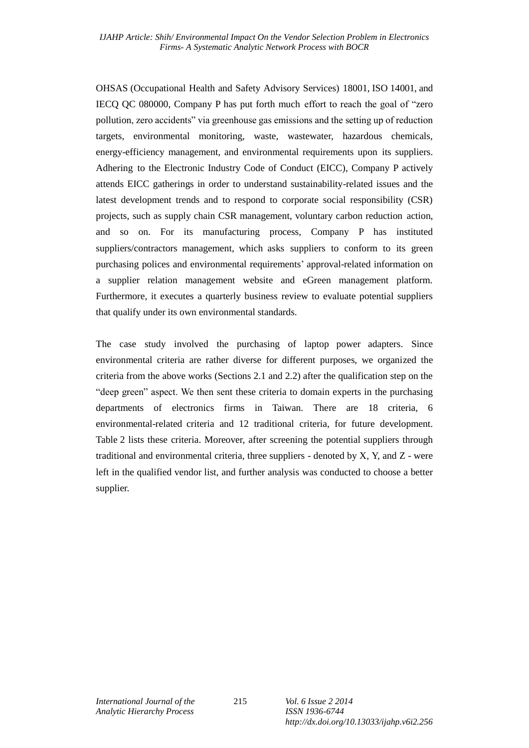OHSAS (Occupational Health and Safety Advisory Services) 18001, ISO 14001, and IECQ QC 080000, Company P has put forth much effort to reach the goal of "zero pollution, zero accidents" via greenhouse gas emissions and the setting up of reduction targets, environmental monitoring, waste, wastewater, hazardous chemicals, energy-efficiency management, and environmental requirements upon its suppliers. Adhering to the Electronic Industry Code of Conduct (EICC), Company P actively attends EICC gatherings in order to understand sustainability-related issues and the latest development trends and to respond to corporate social responsibility (CSR) projects, such as supply chain CSR management, voluntary carbon reduction action, and so on. For its manufacturing process, Company P has instituted suppliers/contractors management, which asks suppliers to conform to its green purchasing polices and environmental requirements' approval-related information on a supplier relation management website and eGreen management platform. Furthermore, it executes a quarterly business review to evaluate potential suppliers that qualify under its own environmental standards.

The case study involved the purchasing of laptop power adapters. Since environmental criteria are rather diverse for different purposes, we organized the criteria from the above works (Sections 2.1 and 2.2) after the qualification step on the "deep green" aspect. We then sent these criteria to domain experts in the purchasing departments of electronics firms in Taiwan. There are 18 criteria, 6 environmental-related criteria and 12 traditional criteria, for future development. Table 2 lists these criteria. Moreover, after screening the potential suppliers through traditional and environmental criteria, three suppliers - denoted by X, Y, and Z - were left in the qualified vendor list, and further analysis was conducted to choose a better supplier.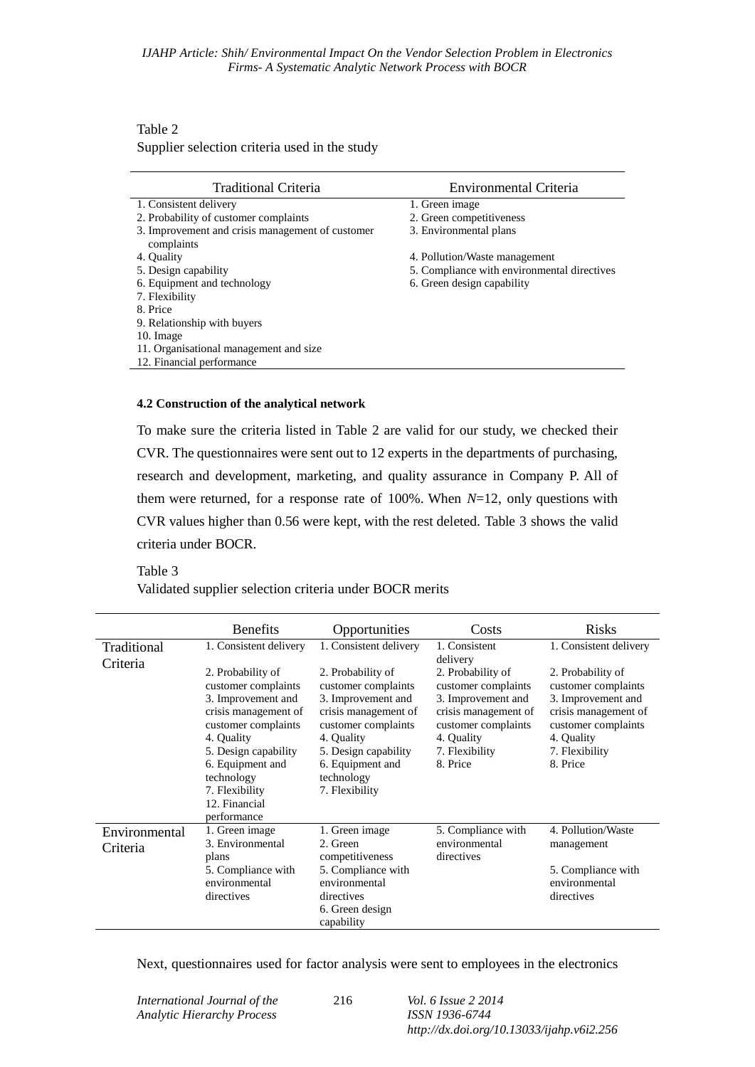Table 2

Supplier selection criteria used in the study

| Traditional Criteria | Environmental Criteria |
|---|---|
| 1. Consistent delivery | 1. Green image |
| 2. Probability of customer complaints | 2. Green competitiveness |
| 3. Improvement and crisis management of customer complaints | 3. Environmental plans |
| 4. Quality | 4. Pollution/Waste management |
| 5. Design capability | 5. Compliance with environmental directives |
| 6. Equipment and technology | 6. Green design capability |
| 7. Flexibility | |
| 8. Price | |
| 9. Relationship with buyers | |
| 10. Image | |
| 11. Organisational management and size | |
| 12. Financial performance | |

#### 4.2 Construction of the analytical network

To make sure the criteria listed in Table 2 are valid for our study, we checked their CVR. The questionnaires were sent out to 12 experts in the departments of purchasing, research and development, marketing, and quality assurance in Company P. All of them were returned, for a response rate of 100%. When $N$=12, only questions with CVR values higher than 0.56 were kept, with the rest deleted. Table 3 shows the valid criteria under BOCR.

Table 3

Validated supplier selection criteria under BOCR merits

| | Benefits | Opportunities | Costs | Risks |
|---|---|---|---|---|
| Traditional Criteria | 1. Consistent delivery<br>2. Probability of customer complaints<br>3. Improvement and crisis management of customer complaints<br>4. Quality<br>5. Design capability<br>6. Equipment and technology<br>7. Flexibility<br>12. Financial performance | 1. Consistent delivery<br>2. Probability of customer complaints<br>3. Improvement and crisis management of customer complaints<br>4. Quality<br>5. Design capability<br>6. Equipment and technology<br>7. Flexibility | 1. Consistent delivery<br>2. Probability of customer complaints<br>3. Improvement and crisis management of customer complaints<br>4. Quality<br>7. Flexibility<br>8. Price | 1. Consistent delivery<br>2. Probability of customer complaints<br>3. Improvement and crisis management of customer complaints<br>4. Quality<br>7. Flexibility<br>8. Price |
| Environmental Criteria | 1. Green image<br>3. Environmental plans<br>5. Compliance with environmental directives | 1. Green image<br>2. Green competitiveness<br>5. Compliance with environmental directives<br>6. Green design capability | 5. Compliance with environmental directives | 4. Pollution/Waste management<br>5. Compliance with environmental directives |

Next, questionnaires used for factor analysis were sent to employees in the electronics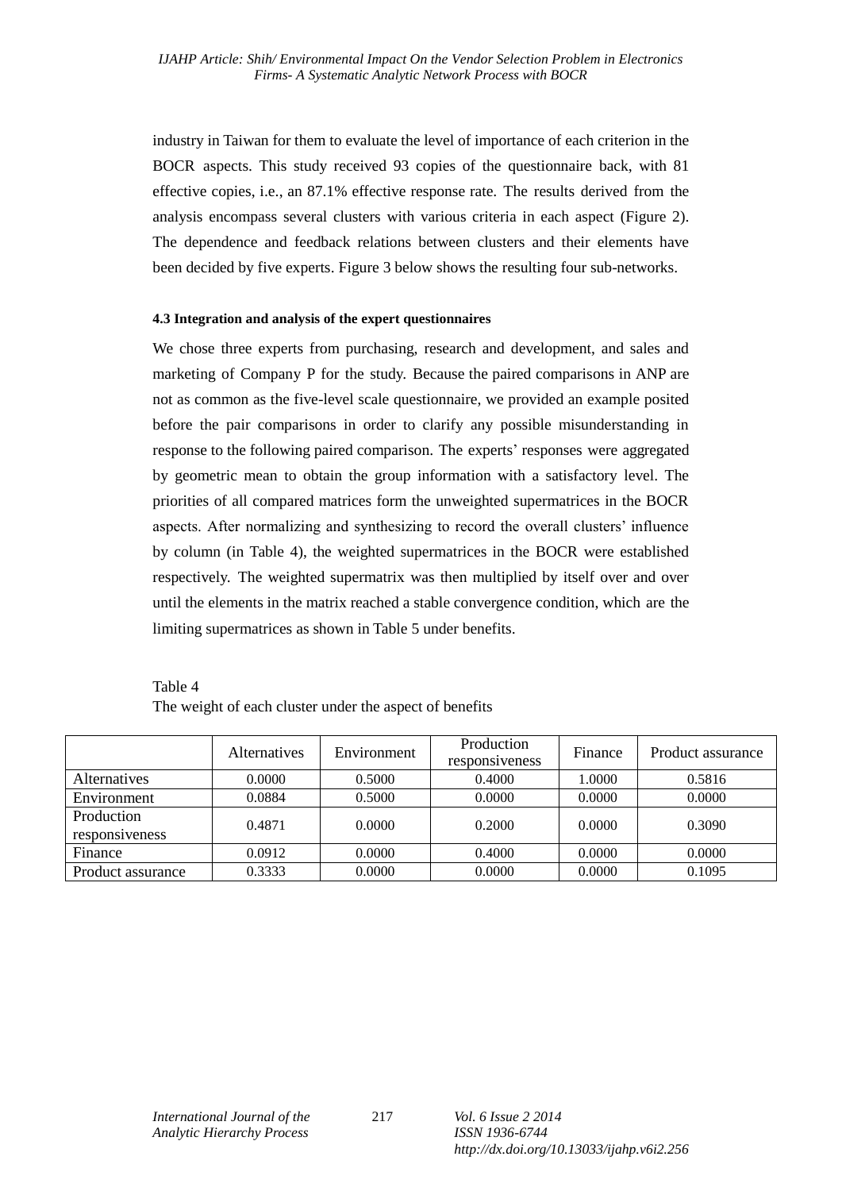industry in Taiwan for them to evaluate the level of importance of each criterion in the BOCR aspects. This study received 93 copies of the questionnaire back, with 81 effective copies, i.e., an 87.1% effective response rate. The results derived from the analysis encompass several clusters with various criteria in each aspect (Figure 2). The dependence and feedback relations between clusters and their elements have been decided by five experts. Figure 3 below shows the resulting four sub-networks.

#### 4.3 Integration and analysis of the expert questionnaires

We chose three experts from purchasing, research and development, and sales and marketing of Company P for the study. Because the paired comparisons in ANP are not as common as the five-level scale questionnaire, we provided an example posited before the pair comparisons in order to clarify any possible misunderstanding in response to the following paired comparison. The experts' responses were aggregated by geometric mean to obtain the group information with a satisfactory level. The priorities of all compared matrices form the unweighted supermatrices in the BOCR aspects. After normalizing and synthesizing to record the overall clusters' influence by column (in Table 4), the weighted supermatrices in the BOCR were established respectively. The weighted supermatrix was then multiplied by itself over and over until the elements in the matrix reached a stable convergence condition, which are the limiting supermatrices as shown in Table 5 under benefits.

Table 4
The weight of each cluster under the aspect of benefits

| | Alternatives | Environment | Production responsiveness | Finance | Product assurance |
|---|---|---|---|---|---|
| Alternatives | 0.0000 | 0.5000 | 0.4000 | 1.0000 | 0.5816 |
| Environment | 0.0884 | 0.5000 | 0.0000 | 0.0000 | 0.0000 |
| Production responsiveness | 0.4871 | 0.0000 | 0.2000 | 0.0000 | 0.3090 |
| Finance | 0.0912 | 0.0000 | 0.4000 | 0.0000 | 0.0000 |
| Product assurance | 0.3333 | 0.0000 | 0.0000 | 0.0000 | 0.1095 |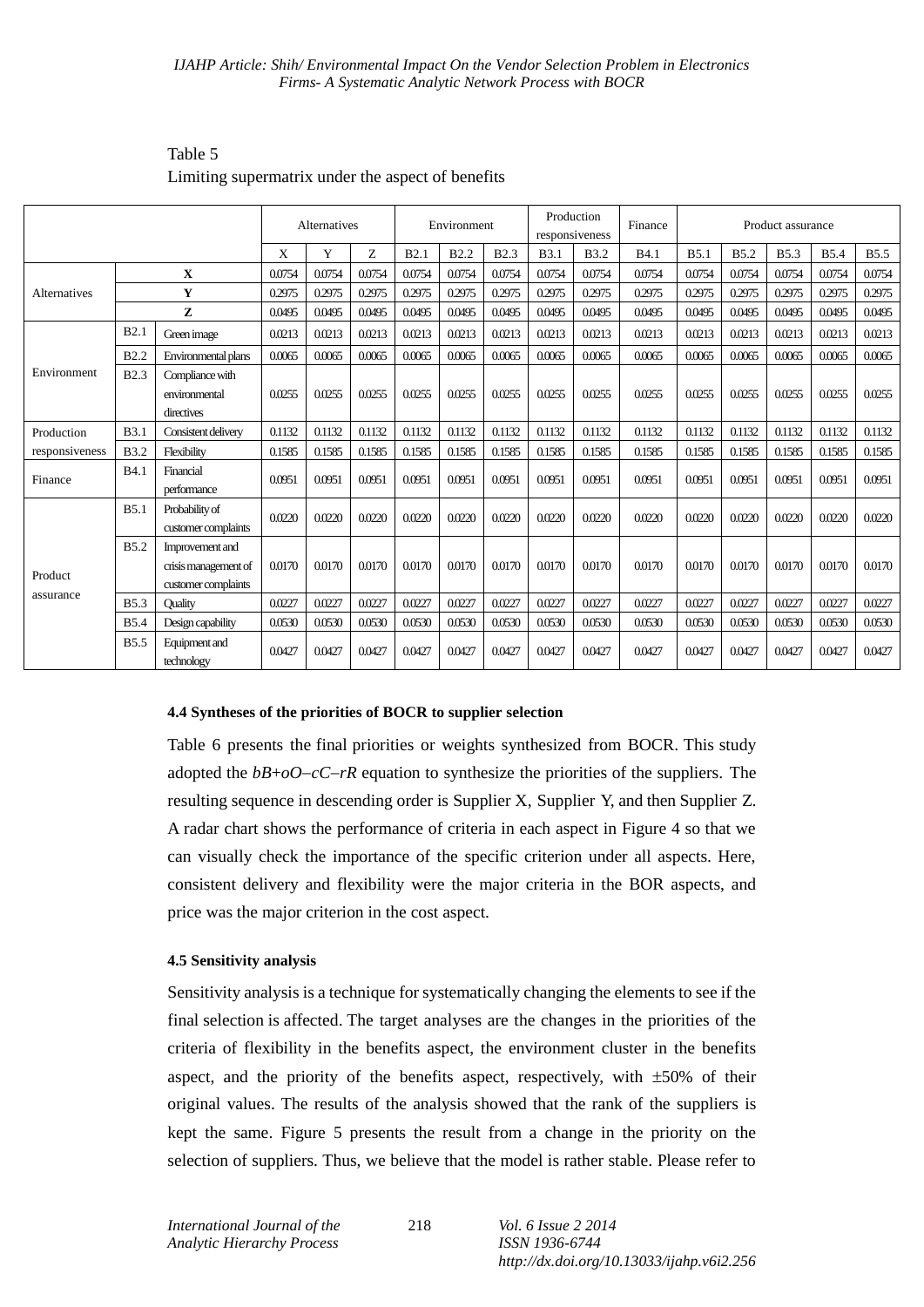Table 5
Limiting supermatrix under the aspect of benefits

| | | | Alternatives | | | Environment | | | Production responsiveness | | Finance | Product assurance | | | | |
|---|---|---|---|---|---|---|---|---|---|---|---|---|---|---|---|---|
| | | | X | Y | Z | B2.1 | B2.2 | B2.3 | B3.1 | B3.2 | B4.1 | B5.1 | B5.2 | B5.3 | B5.4 | B5.5 |
| Alternatives | **X** | | 0.0754 | 0.0754 | 0.0754 | 0.0754 | 0.0754 | 0.0754 | 0.0754 | 0.0754 | 0.0754 | 0.0754 | 0.0754 | 0.0754 | 0.0754 | 0.0754 |
| | **Y** | | 0.2975 | 0.2975 | 0.2975 | 0.2975 | 0.2975 | 0.2975 | 0.2975 | 0.2975 | 0.2975 | 0.2975 | 0.2975 | 0.2975 | 0.2975 | 0.2975 |
| | **Z** | | 0.0495 | 0.0495 | 0.0495 | 0.0495 | 0.0495 | 0.0495 | 0.0495 | 0.0495 | 0.0495 | 0.0495 | 0.0495 | 0.0495 | 0.0495 | 0.0495 |
| Environment | B2.1 | Green image | 0.0213 | 0.0213 | 0.0213 | 0.0213 | 0.0213 | 0.0213 | 0.0213 | 0.0213 | 0.0213 | 0.0213 | 0.0213 | 0.0213 | 0.0213 | 0.0213 |
| | B2.2 | Environmental plans | 0.0065 | 0.0065 | 0.0065 | 0.0065 | 0.0065 | 0.0065 | 0.0065 | 0.0065 | 0.0065 | 0.0065 | 0.0065 | 0.0065 | 0.0065 | 0.0065 |
| | B2.3 | Compliance with environmental directives | 0.0255 | 0.0255 | 0.0255 | 0.0255 | 0.0255 | 0.0255 | 0.0255 | 0.0255 | 0.0255 | 0.0255 | 0.0255 | 0.0255 | 0.0255 | 0.0255 |
| Production responsiveness | B3.1 | Consistent delivery | 0.1132 | 0.1132 | 0.1132 | 0.1132 | 0.1132 | 0.1132 | 0.1132 | 0.1132 | 0.1132 | 0.1132 | 0.1132 | 0.1132 | 0.1132 | 0.1132 |
| | B3.2 | Flexibility | 0.1585 | 0.1585 | 0.1585 | 0.1585 | 0.1585 | 0.1585 | 0.1585 | 0.1585 | 0.1585 | 0.1585 | 0.1585 | 0.1585 | 0.1585 | 0.1585 |
| Finance | B4.1 | Financial performance | 0.0951 | 0.0951 | 0.0951 | 0.0951 | 0.0951 | 0.0951 | 0.0951 | 0.0951 | 0.0951 | 0.0951 | 0.0951 | 0.0951 | 0.0951 | 0.0951 |
| Product assurance | B5.1 | Probability of customer complaints | 0.0220 | 0.0220 | 0.0220 | 0.0220 | 0.0220 | 0.0220 | 0.0220 | 0.0220 | 0.0220 | 0.0220 | 0.0220 | 0.0220 | 0.0220 | 0.0220 |
| | B5.2 | Improvement and crisis management of customer complaints | 0.0170 | 0.0170 | 0.0170 | 0.0170 | 0.0170 | 0.0170 | 0.0170 | 0.0170 | 0.0170 | 0.0170 | 0.0170 | 0.0170 | 0.0170 | 0.0170 |
| | B5.3 | Quality | 0.0227 | 0.0227 | 0.0227 | 0.0227 | 0.0227 | 0.0227 | 0.0227 | 0.0227 | 0.0227 | 0.0227 | 0.0227 | 0.0227 | 0.0227 | 0.0227 |
| | B5.4 | Design capability | 0.0530 | 0.0530 | 0.0530 | 0.0530 | 0.0530 | 0.0530 | 0.0530 | 0.0530 | 0.0530 | 0.0530 | 0.0530 | 0.0530 | 0.0530 | 0.0530 |
| | B5.5 | Equipment and technology | 0.0427 | 0.0427 | 0.0427 | 0.0427 | 0.0427 | 0.0427 | 0.0427 | 0.0427 | 0.0427 | 0.0427 | 0.0427 | 0.0427 | 0.0427 | 0.0427 |

#### 4.4 Syntheses of the priorities of BOCR to supplier selection

Table 6 presents the final priorities or weights synthesized from BOCR. This study adopted the *bB+oO−cC−rR* equation to synthesize the priorities of the suppliers. The resulting sequence in descending order is Supplier X, Supplier Y, and then Supplier Z. A radar chart shows the performance of criteria in each aspect in Figure 4 so that we can visually check the importance of the specific criterion under all aspects. Here, consistent delivery and flexibility were the major criteria in the BOR aspects, and price was the major criterion in the cost aspect.

#### 4.5 Sensitivity analysis

Sensitivity analysis is a technique for systematically changing the elements to see if the final selection is affected. The target analyses are the changes in the priorities of the criteria of flexibility in the benefits aspect, the environment cluster in the benefits aspect, and the priority of the benefits aspect, respectively, with ±50% of their original values. The results of the analysis showed that the rank of the suppliers is kept the same. Figure 5 presents the result from a change in the priority on the selection of suppliers. Thus, we believe that the model is rather stable. Please refer to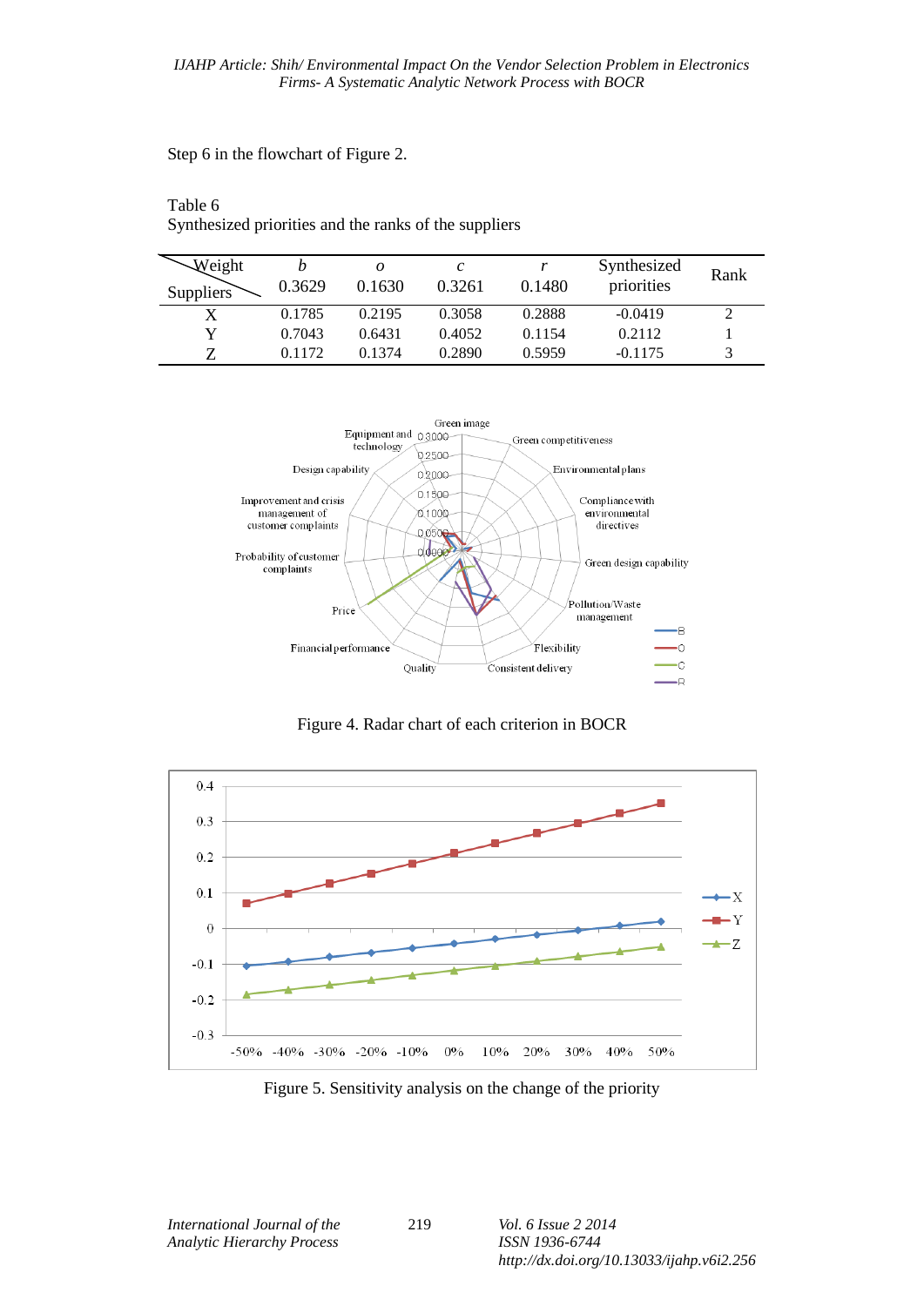Step 6 in the flowchart of Figure 2.

Table 6
Synthesized priorities and the ranks of the suppliers

| Suppliers \ Weight | $b$ 0.3629 | $o$ 0.1630 | $c$ 0.3261 | $r$ 0.1480 | Synthesized priorities | Rank |
|---|---|---|---|---|---|---|
| X | 0.1785 | 0.2195 | 0.3058 | 0.2888 | -0.0419 | 2 |
| Y | 0.7043 | 0.6431 | 0.4052 | 0.1154 | 0.2112 | 1 |
| Z | 0.1172 | 0.1374 | 0.2890 | 0.5959 | -0.1175 | 3 |

Figure 4. Radar chart of each criterion in BOCR

Figure 5. Sensitivity analysis on the change of the priority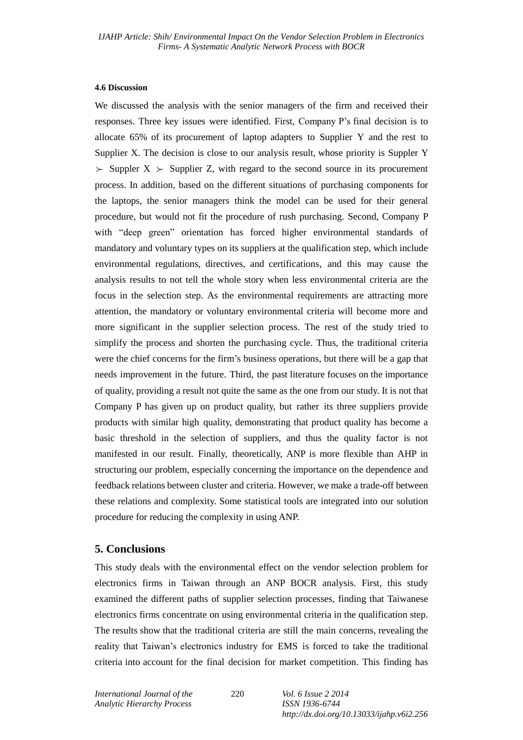#### 4.6 Discussion

We discussed the analysis with the senior managers of the firm and received their responses. Three key issues were identified. First, Company P's final decision is to allocate 65% of its procurement of laptop adapters to Supplier Y and the rest to Supplier X. The decision is close to our analysis result, whose priority is Suppler Y $\succ$ Suppler X $\succ$ Supplier Z, with regard to the second source in its procurement process. In addition, based on the different situations of purchasing components for the laptops, the senior managers think the model can be used for their general procedure, but would not fit the procedure of rush purchasing. Second, Company P with "deep green" orientation has forced higher environmental standards of mandatory and voluntary types on its suppliers at the qualification step, which include environmental regulations, directives, and certifications, and this may cause the analysis results to not tell the whole story when less environmental criteria are the focus in the selection step. As the environmental requirements are attracting more attention, the mandatory or voluntary environmental criteria will become more and more significant in the supplier selection process. The rest of the study tried to simplify the process and shorten the purchasing cycle. Thus, the traditional criteria were the chief concerns for the firm's business operations, but there will be a gap that needs improvement in the future. Third, the past literature focuses on the importance of quality, providing a result not quite the same as the one from our study. It is not that Company P has given up on product quality, but rather its three suppliers provide products with similar high quality, demonstrating that product quality has become a basic threshold in the selection of suppliers, and thus the quality factor is not manifested in our result. Finally, theoretically, ANP is more flexible than AHP in structuring our problem, especially concerning the importance on the dependence and feedback relations between cluster and criteria. However, we make a trade-off between these relations and complexity. Some statistical tools are integrated into our solution procedure for reducing the complexity in using ANP.

## 5. Conclusions

This study deals with the environmental effect on the vendor selection problem for electronics firms in Taiwan through an ANP BOCR analysis. First, this study examined the different paths of supplier selection processes, finding that Taiwanese electronics firms concentrate on using environmental criteria in the qualification step. The results show that the traditional criteria are still the main concerns, revealing the reality that Taiwan's electronics industry for EMS is forced to take the traditional criteria into account for the final decision for market competition. This finding has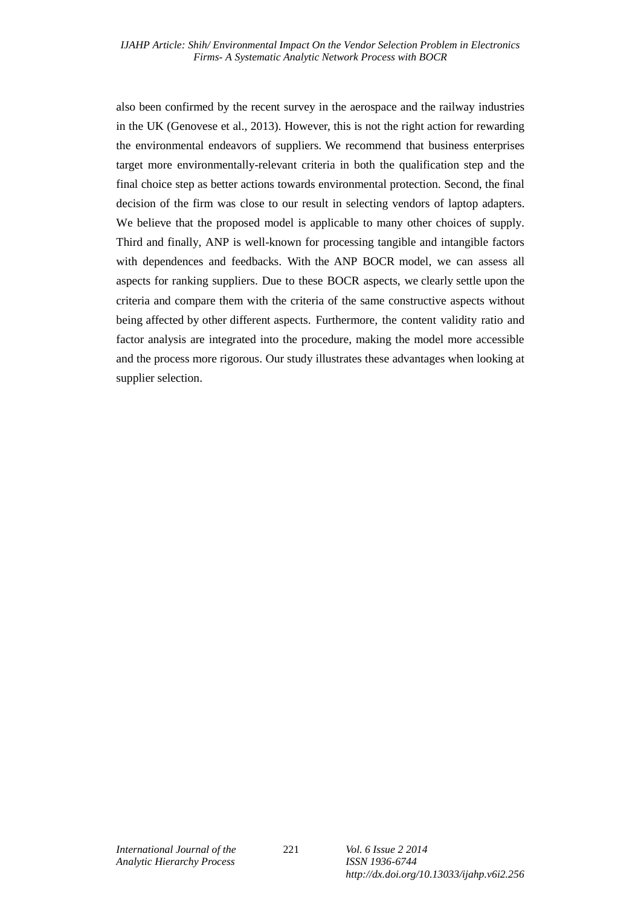also been confirmed by the recent survey in the aerospace and the railway industries in the UK (Genovese et al., 2013). However, this is not the right action for rewarding the environmental endeavors of suppliers. We recommend that business enterprises target more environmentally-relevant criteria in both the qualification step and the final choice step as better actions towards environmental protection. Second, the final decision of the firm was close to our result in selecting vendors of laptop adapters. We believe that the proposed model is applicable to many other choices of supply. Third and finally, ANP is well-known for processing tangible and intangible factors with dependences and feedbacks. With the ANP BOCR model, we can assess all aspects for ranking suppliers. Due to these BOCR aspects, we clearly settle upon the criteria and compare them with the criteria of the same constructive aspects without being affected by other different aspects. Furthermore, the content validity ratio and factor analysis are integrated into the procedure, making the model more accessible and the process more rigorous. Our study illustrates these advantages when looking at supplier selection.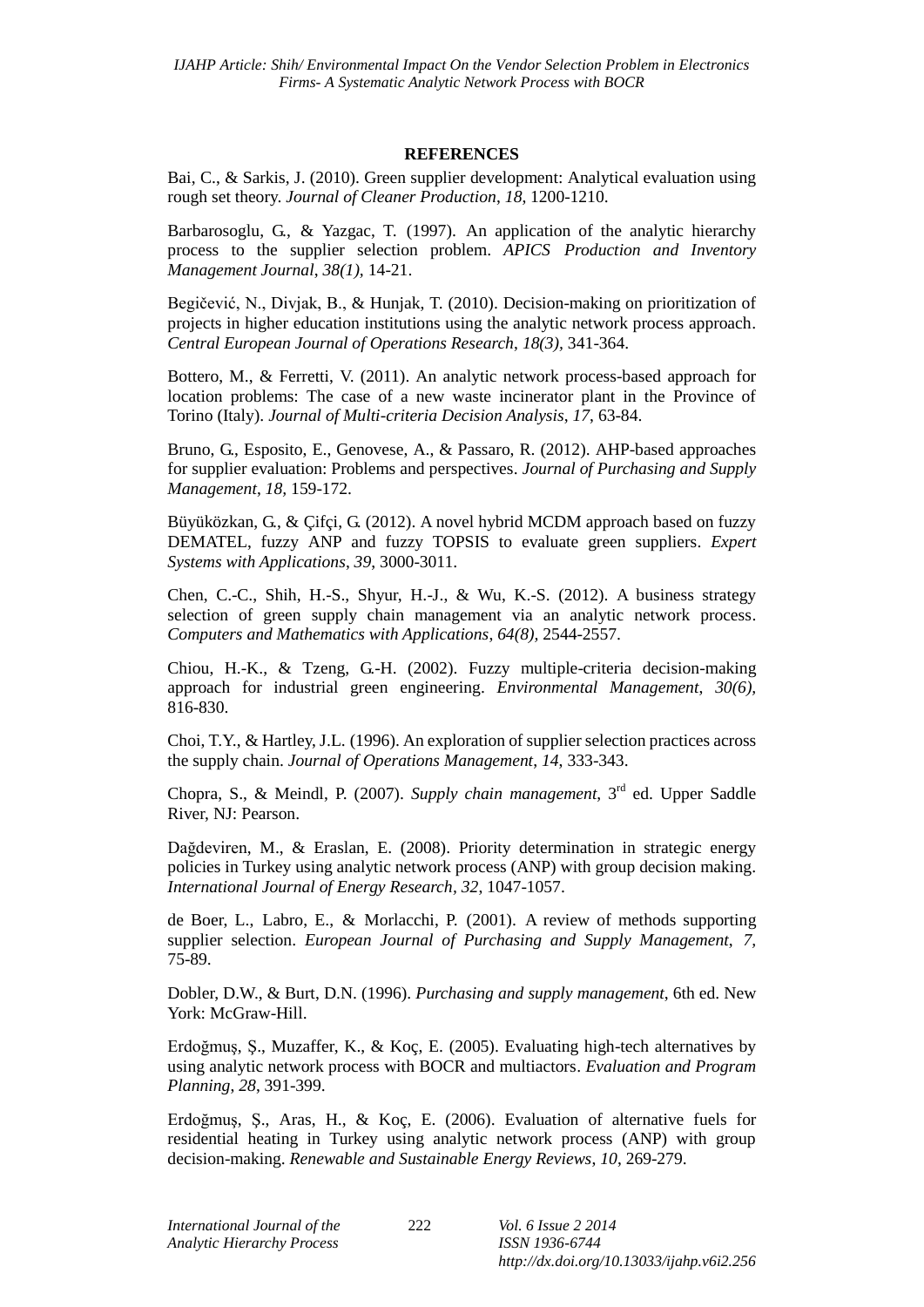**REFERENCES**

Bai, C., & Sarkis, J. (2010). Green supplier development: Analytical evaluation using rough set theory. *Journal of Cleaner Production*, *18*, 1200-1210.

Barbarosoglu, G., & Yazgac, T. (1997). An application of the analytic hierarchy process to the supplier selection problem. *APICS Production and Inventory Management Journal*, *38(1)*, 14-21.

Begičević, N., Divjak, B., & Hunjak, T. (2010). Decision-making on prioritization of projects in higher education institutions using the analytic network process approach. *Central European Journal of Operations Research*, *18(3)*, 341-364.

Bottero, M., & Ferretti, V. (2011). An analytic network process-based approach for location problems: The case of a new waste incinerator plant in the Province of Torino (Italy). *Journal of Multi-criteria Decision Analysis*, *17*, 63-84.

Bruno, G., Esposito, E., Genovese, A., & Passaro, R. (2012). AHP-based approaches for supplier evaluation: Problems and perspectives. *Journal of Purchasing and Supply Management*, *18*, 159-172.

Büyüközkan, G., & Çifçi, G. (2012). A novel hybrid MCDM approach based on fuzzy DEMATEL, fuzzy ANP and fuzzy TOPSIS to evaluate green suppliers. *Expert Systems with Applications*, *39*, 3000-3011.

Chen, C.-C., Shih, H.-S., Shyur, H.-J., & Wu, K.-S. (2012). A business strategy selection of green supply chain management via an analytic network process. *Computers and Mathematics with Applications*, *64(8)*, 2544-2557.

Chiou, H.-K., & Tzeng, G.-H. (2002). Fuzzy multiple-criteria decision-making approach for industrial green engineering. *Environmental Management*, *30(6)*, 816-830.

Choi, T.Y., & Hartley, J.L. (1996). An exploration of supplier selection practices across the supply chain. *Journal of Operations Management*, *14*, 333-343.

Chopra, S., & Meindl, P. (2007). *Supply chain management*, 3rd ed. Upper Saddle River, NJ: Pearson.

Dağdeviren, M., & Eraslan, E. (2008). Priority determination in strategic energy policies in Turkey using analytic network process (ANP) with group decision making. *International Journal of Energy Research*, *32*, 1047-1057.

de Boer, L., Labro, E., & Morlacchi, P. (2001). A review of methods supporting supplier selection. *European Journal of Purchasing and Supply Management*, *7*, 75-89.

Dobler, D.W., & Burt, D.N. (1996). *Purchasing and supply management*, 6th ed. New York: McGraw-Hill.

Erdoğmuş, Ş., Muzaffer, K., & Koç, E. (2005). Evaluating high-tech alternatives by using analytic network process with BOCR and multiactors. *Evaluation and Program Planning*, *28*, 391-399.

Erdoğmuş, Ş., Aras, H., & Koç, E. (2006). Evaluation of alternative fuels for residential heating in Turkey using analytic network process (ANP) with group decision-making. *Renewable and Sustainable Energy Reviews*, *10*, 269-279.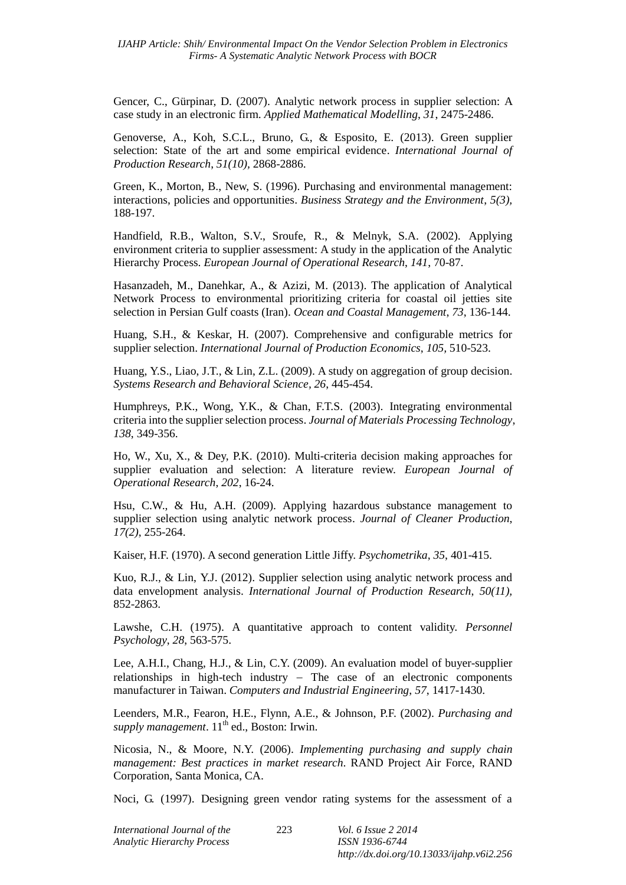Gencer, C., Gürpinar, D. (2007). Analytic network process in supplier selection: A case study in an electronic firm. *Applied Mathematical Modelling*, *31*, 2475-2486.

Genoverse, A., Koh, S.C.L., Bruno, G., & Esposito, E. (2013). Green supplier selection: State of the art and some empirical evidence. *International Journal of Production Research*, *51(10)*, 2868-2886.

Green, K., Morton, B., New, S. (1996). Purchasing and environmental management: interactions, policies and opportunities. *Business Strategy and the Environment*, *5(3)*, 188-197.

Handfield, R.B., Walton, S.V., Sroufe, R., & Melnyk, S.A. (2002). Applying environment criteria to supplier assessment: A study in the application of the Analytic Hierarchy Process. *European Journal of Operational Research*, *141*, 70-87.

Hasanzadeh, M., Danehkar, A., & Azizi, M. (2013). The application of Analytical Network Process to environmental prioritizing criteria for coastal oil jetties site selection in Persian Gulf coasts (Iran). *Ocean and Coastal Management*, *73*, 136-144.

Huang, S.H., & Keskar, H. (2007). Comprehensive and configurable metrics for supplier selection. *International Journal of Production Economics*, *105*, 510-523.

Huang, Y.S., Liao, J.T., & Lin, Z.L. (2009). A study on aggregation of group decision. *Systems Research and Behavioral Science*, *26*, 445-454.

Humphreys, P.K., Wong, Y.K., & Chan, F.T.S. (2003). Integrating environmental criteria into the supplier selection process. *Journal of Materials Processing Technology*, *138*, 349-356.

Ho, W., Xu, X., & Dey, P.K. (2010). Multi-criteria decision making approaches for supplier evaluation and selection: A literature review. *European Journal of Operational Research*, *202*, 16-24.

Hsu, C.W., & Hu, A.H. (2009). Applying hazardous substance management to supplier selection using analytic network process. *Journal of Cleaner Production*, *17(2)*, 255-264.

Kaiser, H.F. (1970). A second generation Little Jiffy. *Psychometrika*, *35*, 401-415.

Kuo, R.J., & Lin, Y.J. (2012). Supplier selection using analytic network process and data envelopment analysis. *International Journal of Production Research*, *50(11)*, 852-2863.

Lawshe, C.H. (1975). A quantitative approach to content validity. *Personnel Psychology*, *28*, 563-575.

Lee, A.H.I., Chang, H.J., & Lin, C.Y. (2009). An evaluation model of buyer-supplier relationships in high-tech industry – The case of an electronic components manufacturer in Taiwan. *Computers and Industrial Engineering*, *57*, 1417-1430.

Leenders, M.R., Fearon, H.E., Flynn, A.E., & Johnson, P.F. (2002). *Purchasing and supply management*. 11th ed., Boston: Irwin.

Nicosia, N., & Moore, N.Y. (2006). *Implementing purchasing and supply chain management: Best practices in market research*. RAND Project Air Force, RAND Corporation, Santa Monica, CA.

Noci, G. (1997). Designing green vendor rating systems for the assessment of a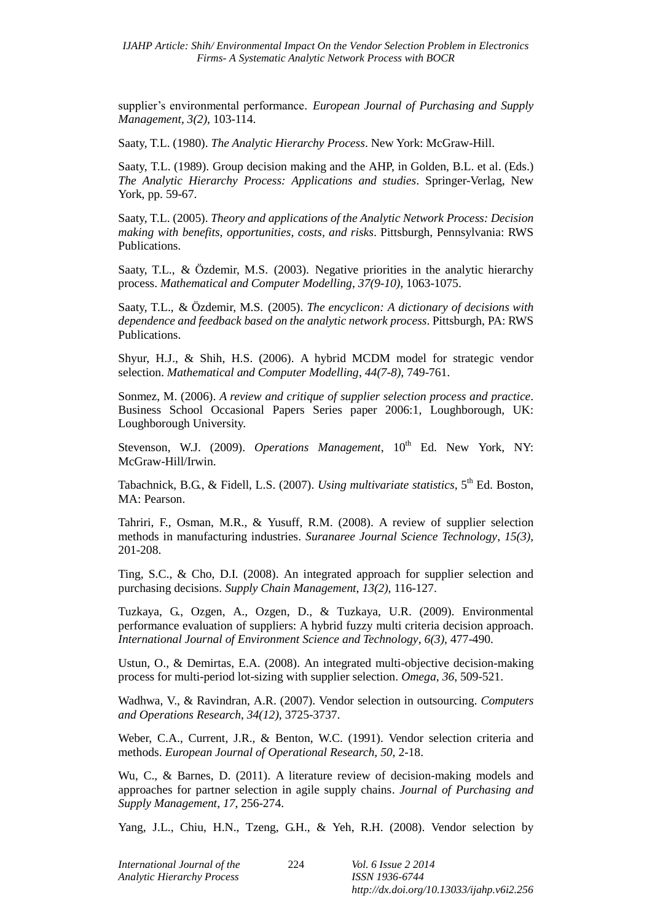supplier's environmental performance. *European Journal of Purchasing and Supply Management, 3(2),* 103-114.

Saaty, T.L. (1980). *The Analytic Hierarchy Process*. New York: McGraw-Hill.

Saaty, T.L. (1989). Group decision making and the AHP, in Golden, B.L. et al. (Eds.) *The Analytic Hierarchy Process: Applications and studies*. Springer-Verlag, New York, pp. 59-67.

Saaty, T.L. (2005). *Theory and applications of the Analytic Network Process: Decision making with benefits, opportunities, costs, and risks*. Pittsburgh, Pennsylvania: RWS Publications.

Saaty, T.L., & Özdemir, M.S. (2003). Negative priorities in the analytic hierarchy process. *Mathematical and Computer Modelling, 37(9-10),* 1063-1075.

Saaty, T.L., & Özdemir, M.S. (2005). *The encyclicon: A dictionary of decisions with dependence and feedback based on the analytic network process*. Pittsburgh, PA: RWS Publications.

Shyur, H.J., & Shih, H.S. (2006). A hybrid MCDM model for strategic vendor selection. *Mathematical and Computer Modelling, 44(7-8),* 749-761.

Sonmez, M. (2006). *A review and critique of supplier selection process and practice*. Business School Occasional Papers Series paper 2006:1, Loughborough, UK: Loughborough University.

Stevenson, W.J. (2009). *Operations Management*, 10th Ed. New York, NY: McGraw-Hill/Irwin.

Tabachnick, B.G., & Fidell, L.S. (2007). *Using multivariate statistics*, 5th Ed. Boston, MA: Pearson.

Tahriri, F., Osman, M.R., & Yusuff, R.M. (2008). A review of supplier selection methods in manufacturing industries. *Suranaree Journal Science Technology, 15(3),* 201-208.

Ting, S.C., & Cho, D.I. (2008). An integrated approach for supplier selection and purchasing decisions. *Supply Chain Management, 13(2),* 116-127.

Tuzkaya, G., Ozgen, A., Ozgen, D., & Tuzkaya, U.R. (2009). Environmental performance evaluation of suppliers: A hybrid fuzzy multi criteria decision approach. *International Journal of Environment Science and Technology, 6(3),* 477-490.

Ustun, O., & Demirtas, E.A. (2008). An integrated multi-objective decision-making process for multi-period lot-sizing with supplier selection. *Omega, 36*, 509-521.

Wadhwa, V., & Ravindran, A.R. (2007). Vendor selection in outsourcing. *Computers and Operations Research, 34(12),* 3725-3737.

Weber, C.A., Current, J.R., & Benton, W.C. (1991). Vendor selection criteria and methods. *European Journal of Operational Research, 50*, 2-18.

Wu, C., & Barnes, D. (2011). A literature review of decision-making models and approaches for partner selection in agile supply chains. *Journal of Purchasing and Supply Management, 17*, 256-274.

Yang, J.L., Chiu, H.N., Tzeng, G.H., & Yeh, R.H. (2008). Vendor selection by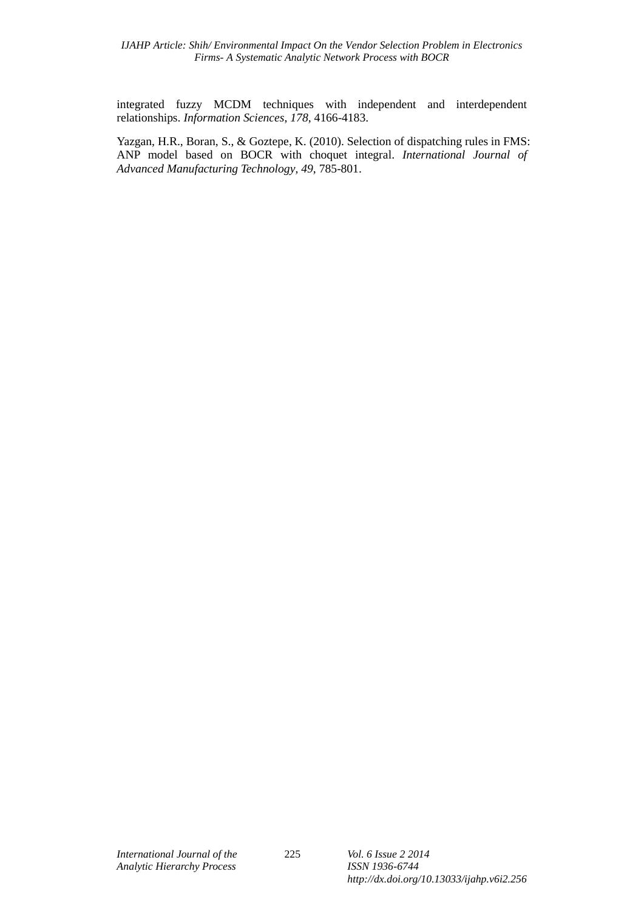integrated fuzzy MCDM techniques with independent and interdependent relationships. *Information Sciences*, *178*, 4166-4183.

Yazgan, H.R., Boran, S., & Goztepe, K. (2010). Selection of dispatching rules in FMS: ANP model based on BOCR with choquet integral. *International Journal of Advanced Manufacturing Technology*, *49*, 785-801.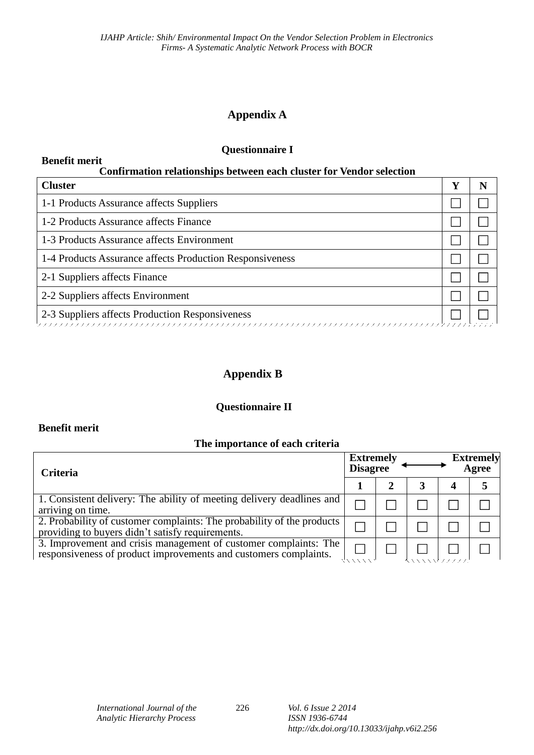## Appendix A

### Questionnaire I

**Benefit merit**

**Confirmation relationships between each cluster for Vendor selection**

| Cluster | Y | N |
|---|---|---|
| 1-1 Products Assurance affects Suppliers | ☐ | ☐ |
| 1-2 Products Assurance affects Finance | ☐ | ☐ |
| 1-3 Products Assurance affects Environment | ☐ | ☐ |
| 1-4 Products Assurance affects Production Responsiveness | ☐ | ☐ |
| 2-1 Suppliers affects Finance | ☐ | ☐ |
| 2-2 Suppliers affects Environment | ☐ | ☐ |
| 2-3 Suppliers affects Production Responsiveness | ☐ | ☐ |

## Appendix B

### Questionnaire II

**Benefit merit**

**The importance of each criteria**

| Criteria | Extremely Disagree ⟷ Extremely Agree | | | | |
|---|---|---|---|---|---|
| | 1 | 2 | 3 | 4 | 5 |
| 1. Consistent delivery: The ability of meeting delivery deadlines and arriving on time. | ☐ | ☐ | ☐ | ☐ | ☐ |
| 2. Probability of customer complaints: The probability of the products providing to buyers didn't satisfy requirements. | ☐ | ☐ | ☐ | ☐ | ☐ |
| 3. Improvement and crisis management of customer complaints: The responsiveness of product improvements and customers complaints. | ☐ | ☐ | ☐ | ☐ | ☐ |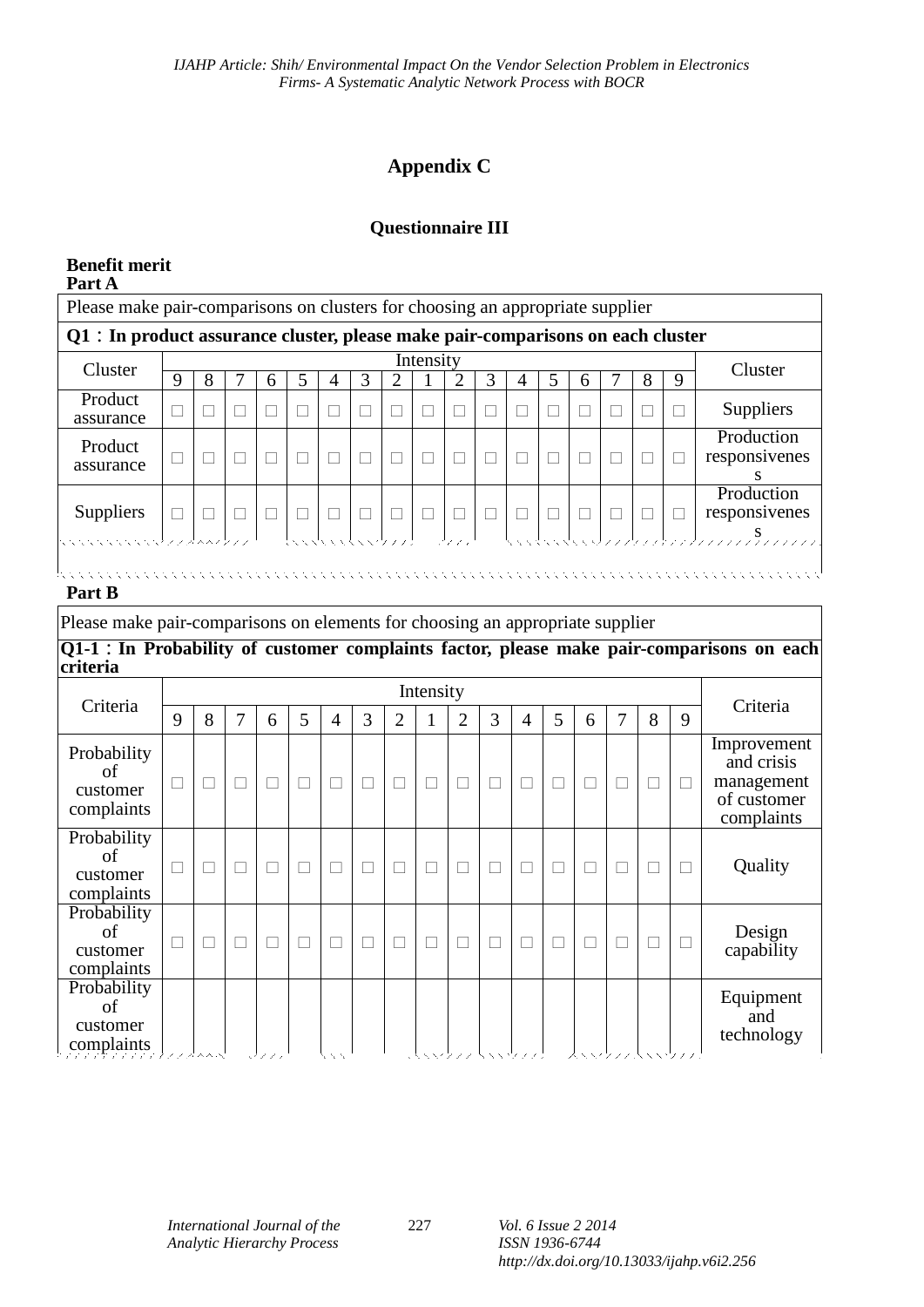## Appendix C

### Questionnaire III

**Benefit merit**
**Part A**

| Please make pair-comparisons on clusters for choosing an appropriate supplier | | | | | | | | | | | | | | | | | | |
|---|---|---|---|---|---|---|---|---|---|---|---|---|---|---|---|---|---|---|
| **Q1：In product assurance cluster, please make pair-comparisons on each cluster** | | | | | | | | | | | | | | | | | | |
| Cluster | Intensity | | | | | | | | | | | | | | | | | Cluster |
| | 9 | 8 | 7 | 6 | 5 | 4 | 3 | 2 | 1 | 2 | 3 | 4 | 5 | 6 | 7 | 8 | 9 | |
| Product assurance | □ | □ | □ | □ | □ | □ | □ | □ | □ | □ | □ | □ | □ | □ | □ | □ | □ | Suppliers |
| Product assurance | □ | □ | □ | □ | □ | □ | □ | □ | □ | □ | □ | □ | □ | □ | □ | □ | □ | Production responsiveness |
| Suppliers | □ | □ | □ | □ | □ | □ | □ | □ | □ | □ | □ | □ | □ | □ | □ | □ | □ | Production responsiveness |

**Part B**

| Please make pair-comparisons on elements for choosing an appropriate supplier | | | | | | | | | | | | | | | | | | |
|---|---|---|---|---|---|---|---|---|---|---|---|---|---|---|---|---|---|---|
| **Q1-1：In Probability of customer complaints factor, please make pair-comparisons on each criteria** | | | | | | | | | | | | | | | | | | |
| Criteria | Intensity | | | | | | | | | | | | | | | | | Criteria |
| | 9 | 8 | 7 | 6 | 5 | 4 | 3 | 2 | 1 | 2 | 3 | 4 | 5 | 6 | 7 | 8 | 9 | |
| Probability of customer complaints | □ | □ | □ | □ | □ | □ | □ | □ | □ | □ | □ | □ | □ | □ | □ | □ | □ | Improvement and crisis management of customer complaints |
| Probability of customer complaints | □ | □ | □ | □ | □ | □ | □ | □ | □ | □ | □ | □ | □ | □ | □ | □ | □ | Quality |
| Probability of customer complaints | □ | □ | □ | □ | □ | □ | □ | □ | □ | □ | □ | □ | □ | □ | □ | □ | □ | Design capability |
| Probability of customer complaints | | | | | | | | | | | | | | | | | | Equipment and technology |